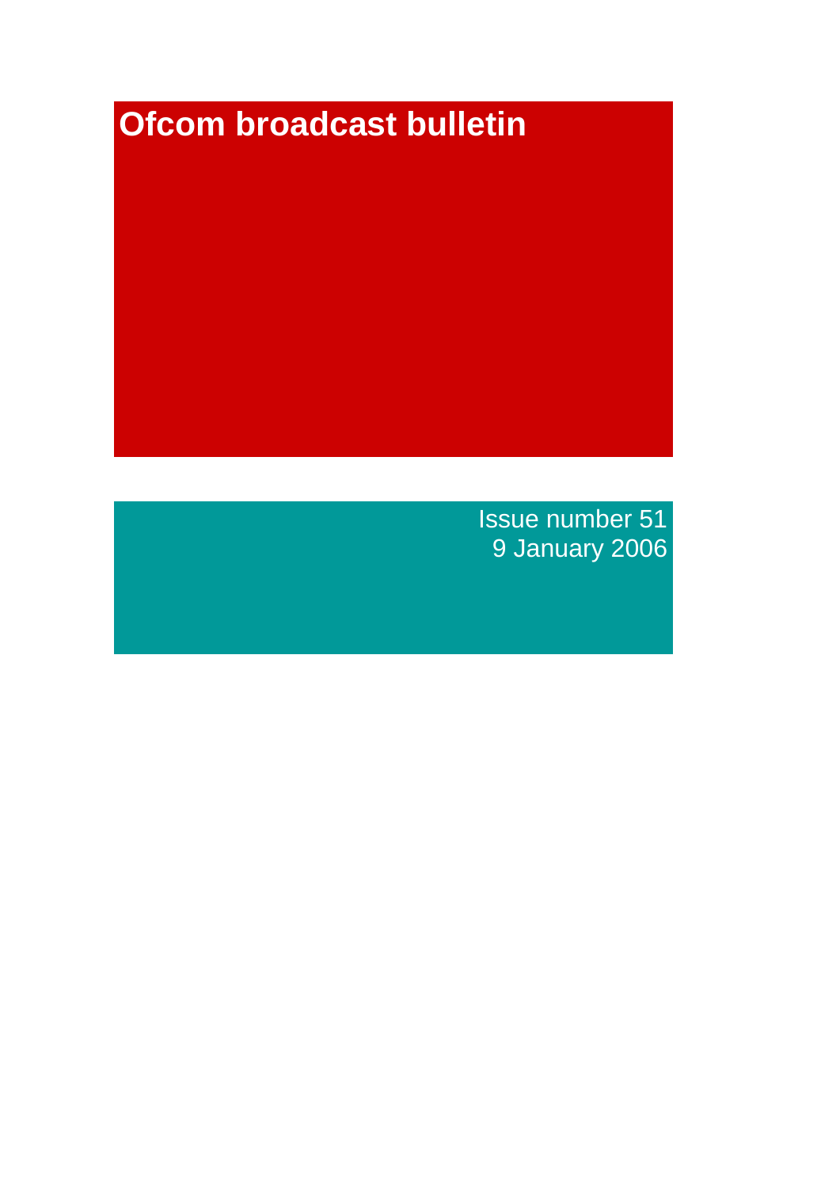# Ofcom broadcast bulletin

Issue number 51
9 January 2006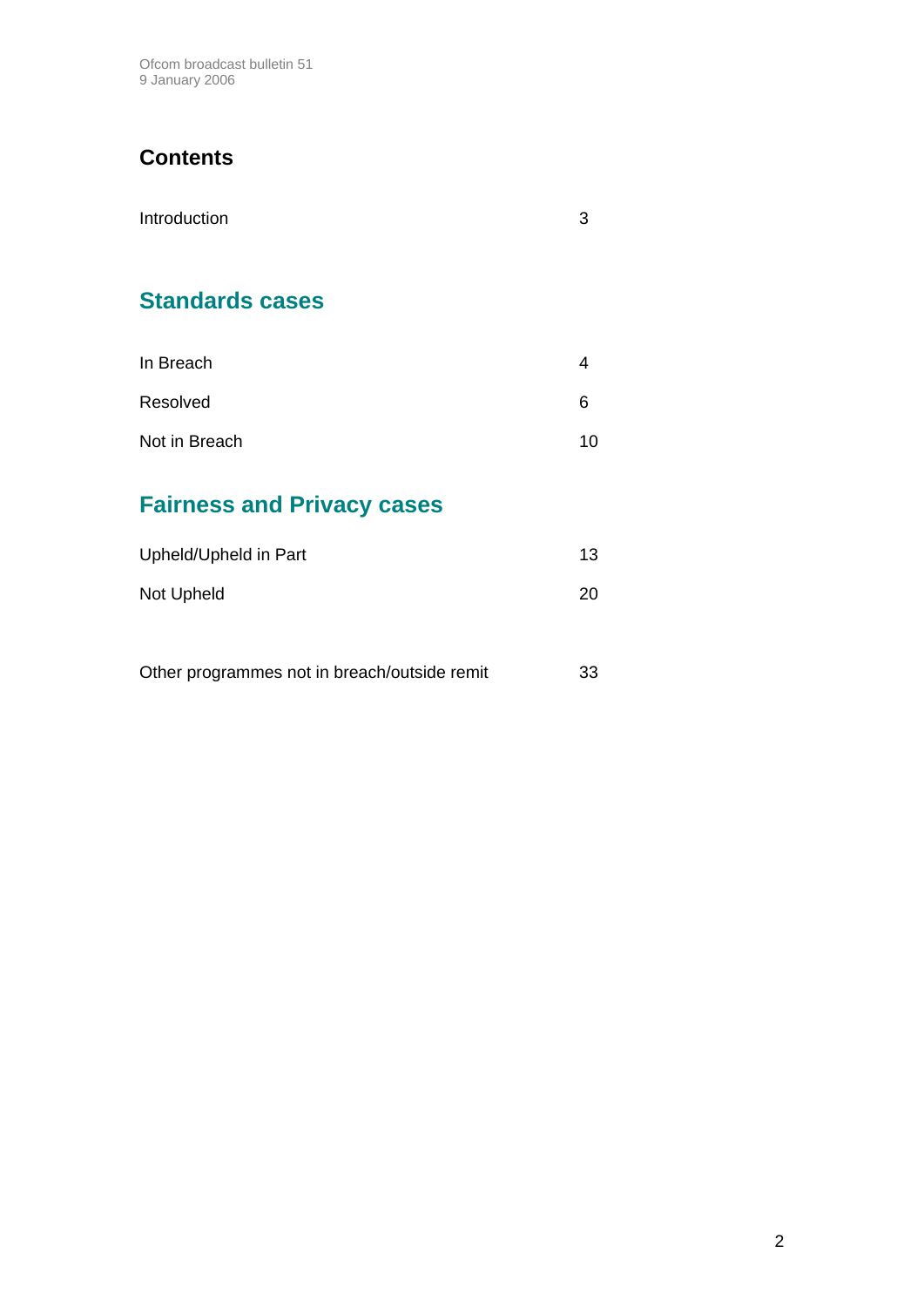# Contents

Introduction 3

## Standards cases

In Breach 4

Resolved 6

Not in Breach 10

## Fairness and Privacy cases

Upheld/Upheld in Part 13

Not Upheld 20

Other programmes not in breach/outside remit 33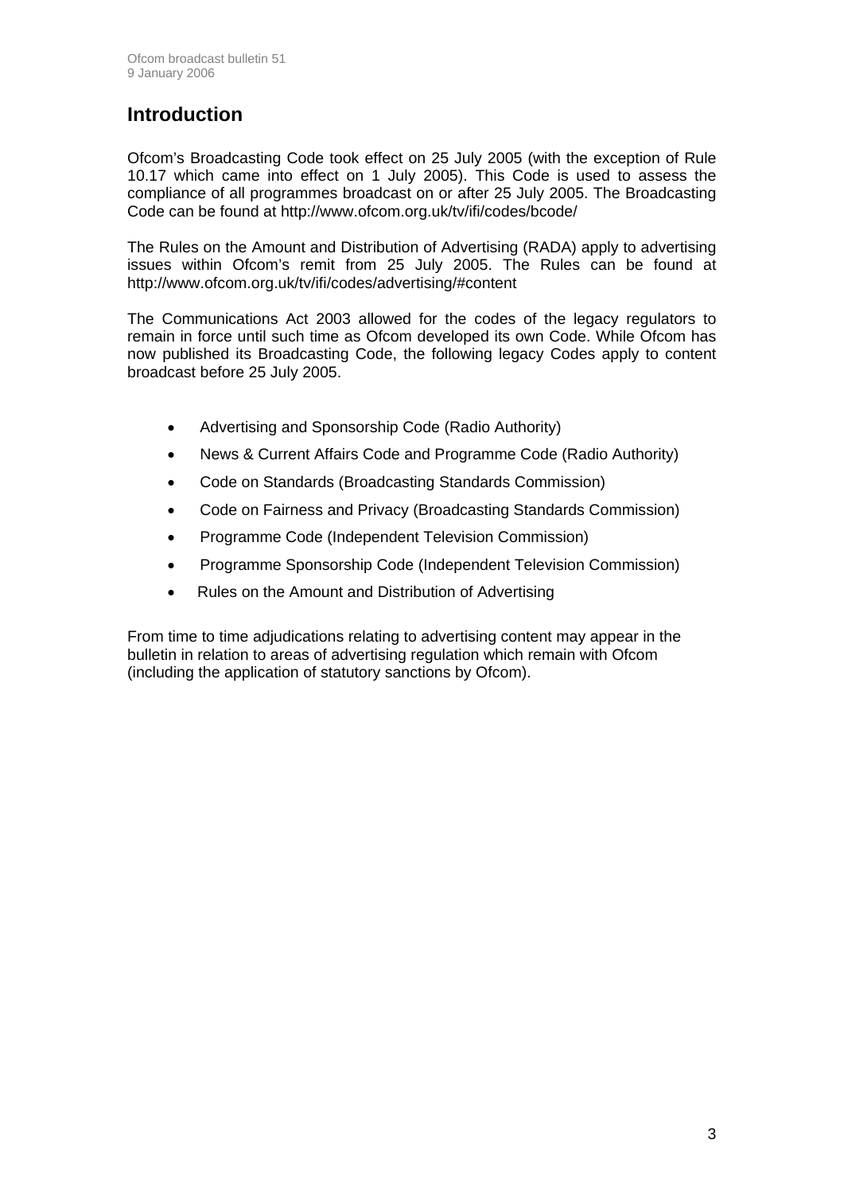# Introduction

Ofcom's Broadcasting Code took effect on 25 July 2005 (with the exception of Rule 10.17 which came into effect on 1 July 2005). This Code is used to assess the compliance of all programmes broadcast on or after 25 July 2005. The Broadcasting Code can be found at http://www.ofcom.org.uk/tv/ifi/codes/bcode/

The Rules on the Amount and Distribution of Advertising (RADA) apply to advertising issues within Ofcom's remit from 25 July 2005. The Rules can be found at http://www.ofcom.org.uk/tv/ifi/codes/advertising/#content

The Communications Act 2003 allowed for the codes of the legacy regulators to remain in force until such time as Ofcom developed its own Code. While Ofcom has now published its Broadcasting Code, the following legacy Codes apply to content broadcast before 25 July 2005.

- Advertising and Sponsorship Code (Radio Authority)
- News & Current Affairs Code and Programme Code (Radio Authority)
- Code on Standards (Broadcasting Standards Commission)
- Code on Fairness and Privacy (Broadcasting Standards Commission)
- Programme Code (Independent Television Commission)
- Programme Sponsorship Code (Independent Television Commission)
- Rules on the Amount and Distribution of Advertising

From time to time adjudications relating to advertising content may appear in the bulletin in relation to areas of advertising regulation which remain with Ofcom (including the application of statutory sanctions by Ofcom).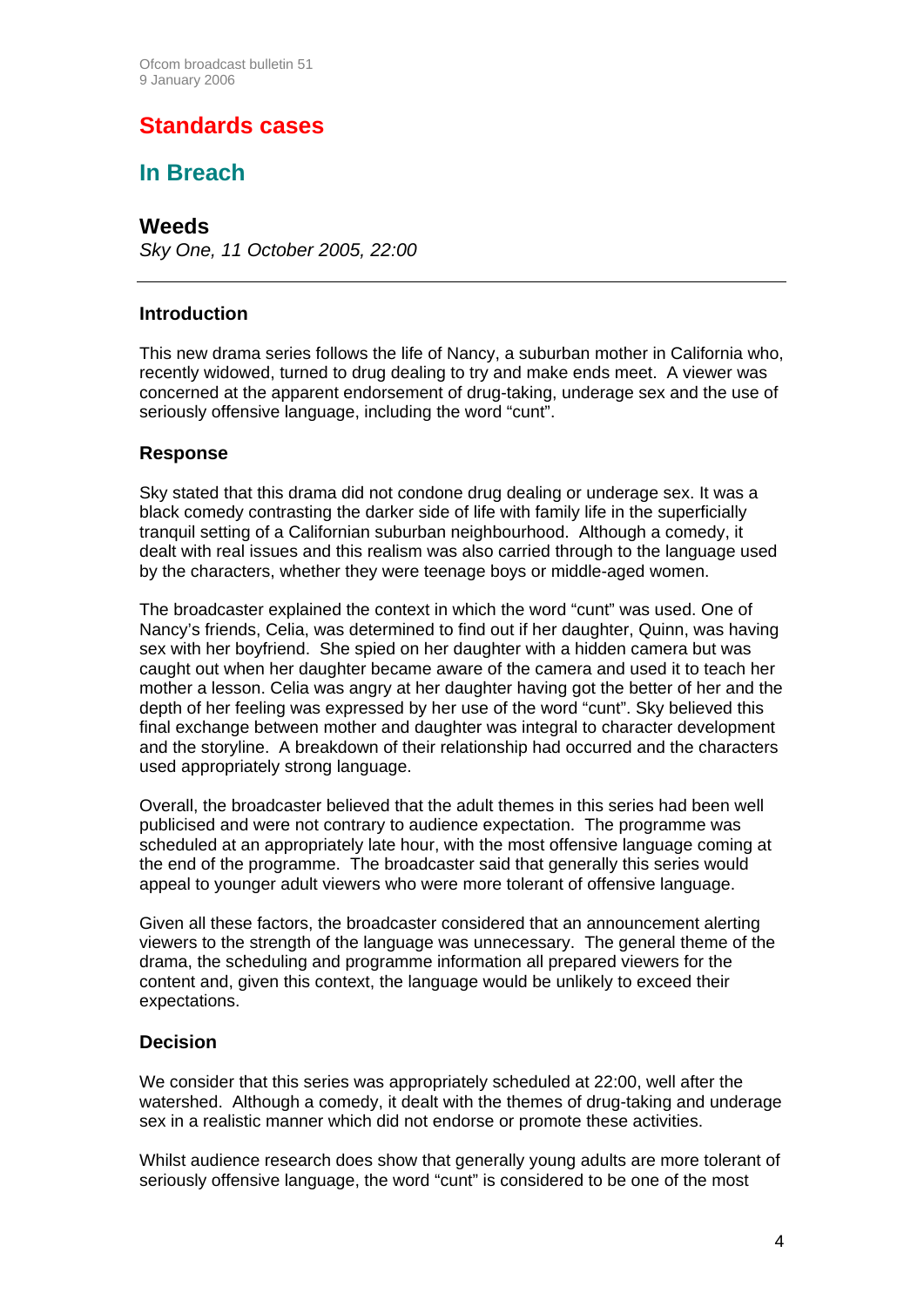## Standards cases

### In Breach

### Weeds

*Sky One, 11 October 2005, 22:00*

---

#### Introduction

This new drama series follows the life of Nancy, a suburban mother in California who, recently widowed, turned to drug dealing to try and make ends meet. A viewer was concerned at the apparent endorsement of drug-taking, underage sex and the use of seriously offensive language, including the word "cunt".

#### Response

Sky stated that this drama did not condone drug dealing or underage sex. It was a black comedy contrasting the darker side of life with family life in the superficially tranquil setting of a Californian suburban neighbourhood. Although a comedy, it dealt with real issues and this realism was also carried through to the language used by the characters, whether they were teenage boys or middle-aged women.

The broadcaster explained the context in which the word "cunt" was used. One of Nancy's friends, Celia, was determined to find out if her daughter, Quinn, was having sex with her boyfriend. She spied on her daughter with a hidden camera but was caught out when her daughter became aware of the camera and used it to teach her mother a lesson. Celia was angry at her daughter having got the better of her and the depth of her feeling was expressed by her use of the word "cunt". Sky believed this final exchange between mother and daughter was integral to character development and the storyline. A breakdown of their relationship had occurred and the characters used appropriately strong language.

Overall, the broadcaster believed that the adult themes in this series had been well publicised and were not contrary to audience expectation. The programme was scheduled at an appropriately late hour, with the most offensive language coming at the end of the programme. The broadcaster said that generally this series would appeal to younger adult viewers who were more tolerant of offensive language.

Given all these factors, the broadcaster considered that an announcement alerting viewers to the strength of the language was unnecessary. The general theme of the drama, the scheduling and programme information all prepared viewers for the content and, given this context, the language would be unlikely to exceed their expectations.

#### Decision

We consider that this series was appropriately scheduled at 22:00, well after the watershed. Although a comedy, it dealt with the themes of drug-taking and underage sex in a realistic manner which did not endorse or promote these activities.

Whilst audience research does show that generally young adults are more tolerant of seriously offensive language, the word "cunt" is considered to be one of the most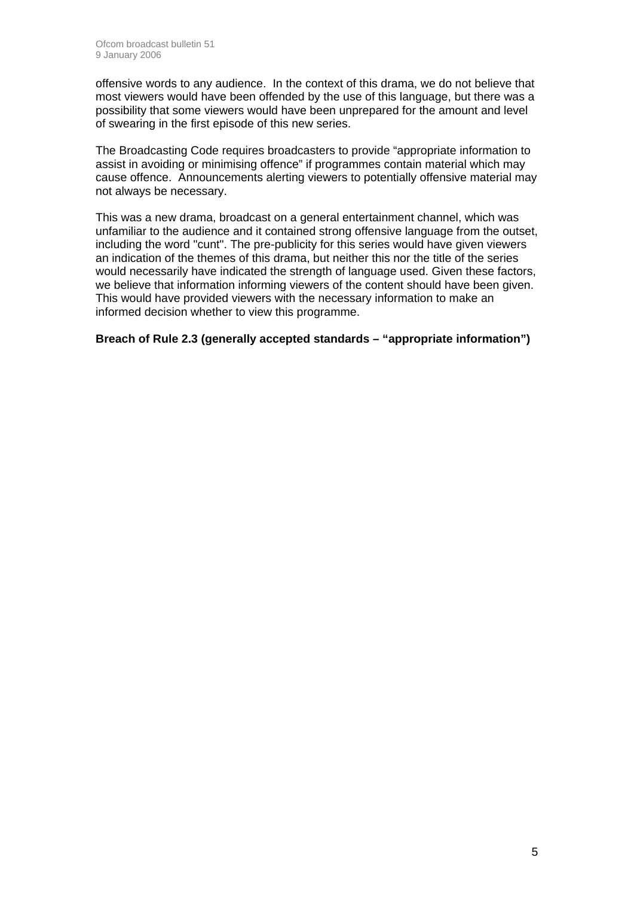offensive words to any audience. In the context of this drama, we do not believe that most viewers would have been offended by the use of this language, but there was a possibility that some viewers would have been unprepared for the amount and level of swearing in the first episode of this new series.

The Broadcasting Code requires broadcasters to provide "appropriate information to assist in avoiding or minimising offence" if programmes contain material which may cause offence. Announcements alerting viewers to potentially offensive material may not always be necessary.

This was a new drama, broadcast on a general entertainment channel, which was unfamiliar to the audience and it contained strong offensive language from the outset, including the word "cunt". The pre-publicity for this series would have given viewers an indication of the themes of this drama, but neither this nor the title of the series would necessarily have indicated the strength of language used. Given these factors, we believe that information informing viewers of the content should have been given. This would have provided viewers with the necessary information to make an informed decision whether to view this programme.

**Breach of Rule 2.3 (generally accepted standards – "appropriate information")**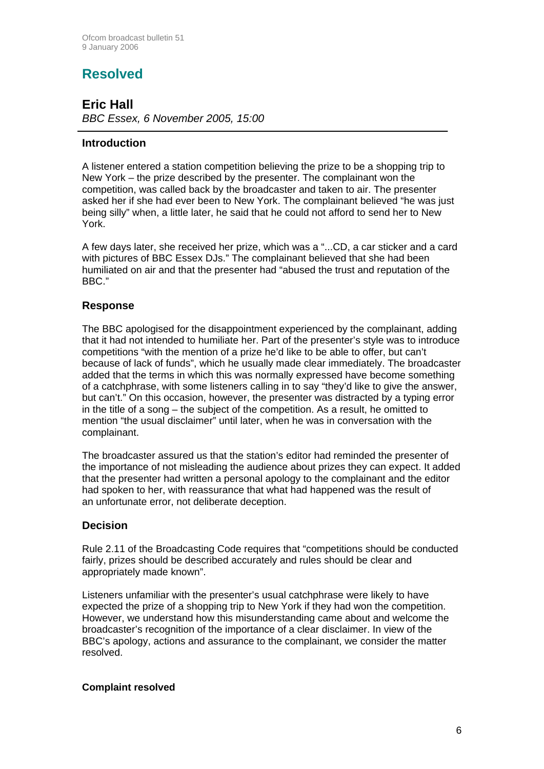# Resolved

## Eric Hall

*BBC Essex, 6 November 2005, 15:00*

### Introduction

A listener entered a station competition believing the prize to be a shopping trip to New York – the prize described by the presenter. The complainant won the competition, was called back by the broadcaster and taken to air. The presenter asked her if she had ever been to New York. The complainant believed "he was just being silly" when, a little later, he said that he could not afford to send her to New York.

A few days later, she received her prize, which was a "...CD, a car sticker and a card with pictures of BBC Essex DJs." The complainant believed that she had been humiliated on air and that the presenter had "abused the trust and reputation of the BBC."

### Response

The BBC apologised for the disappointment experienced by the complainant, adding that it had not intended to humiliate her. Part of the presenter's style was to introduce competitions "with the mention of a prize he'd like to be able to offer, but can't because of lack of funds", which he usually made clear immediately. The broadcaster added that the terms in which this was normally expressed have become something of a catchphrase, with some listeners calling in to say "they'd like to give the answer, but can't." On this occasion, however, the presenter was distracted by a typing error in the title of a song – the subject of the competition. As a result, he omitted to mention "the usual disclaimer" until later, when he was in conversation with the complainant.

The broadcaster assured us that the station's editor had reminded the presenter of the importance of not misleading the audience about prizes they can expect. It added that the presenter had written a personal apology to the complainant and the editor had spoken to her, with reassurance that what had happened was the result of an unfortunate error, not deliberate deception.

### Decision

Rule 2.11 of the Broadcasting Code requires that "competitions should be conducted fairly, prizes should be described accurately and rules should be clear and appropriately made known".

Listeners unfamiliar with the presenter's usual catchphrase were likely to have expected the prize of a shopping trip to New York if they had won the competition. However, we understand how this misunderstanding came about and welcome the broadcaster's recognition of the importance of a clear disclaimer. In view of the BBC's apology, actions and assurance to the complainant, we consider the matter resolved.

**Complaint resolved**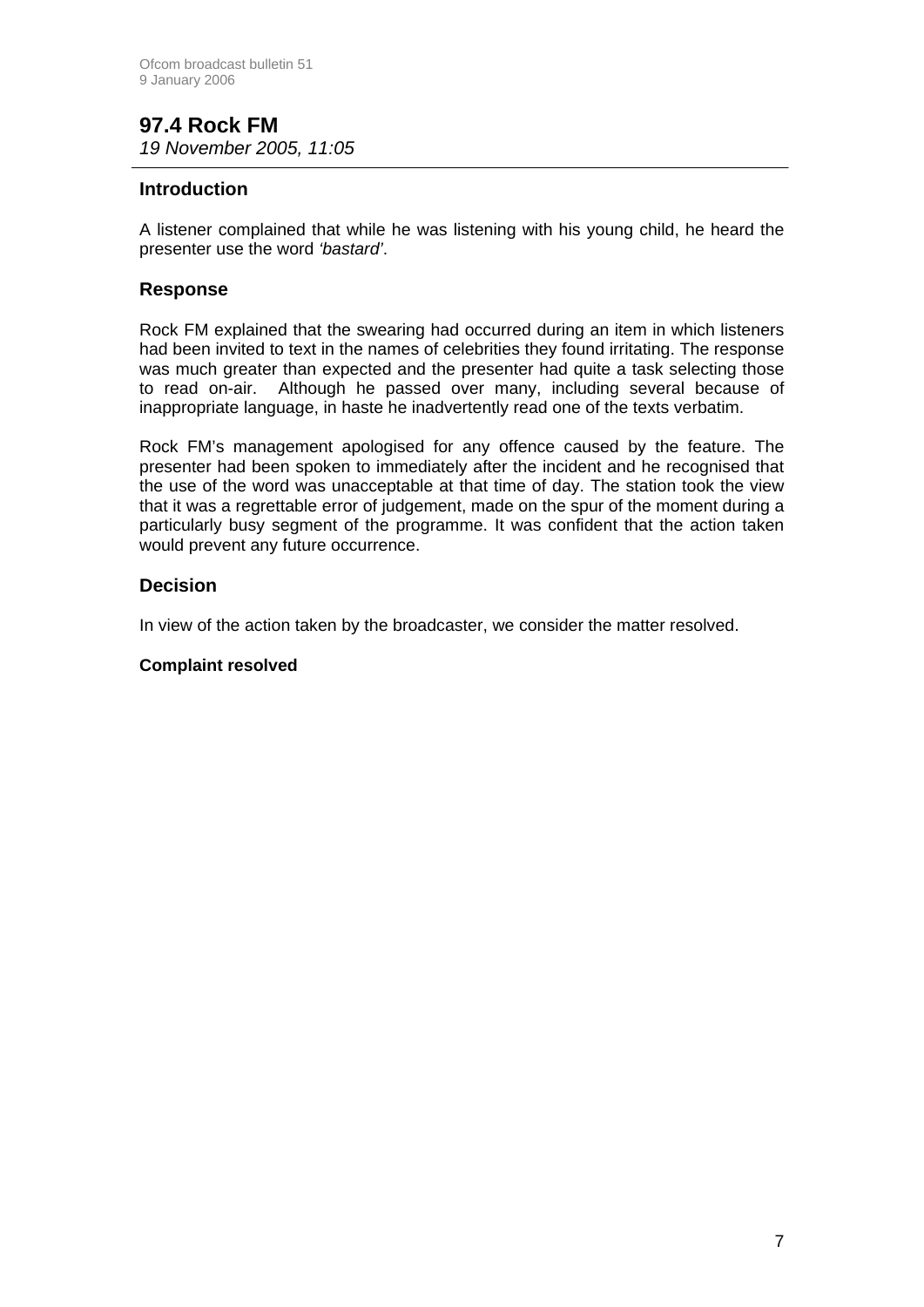## 97.4 Rock FM

*19 November 2005, 11:05*

### Introduction

A listener complained that while he was listening with his young child, he heard the presenter use the word *'bastard'*.

### Response

Rock FM explained that the swearing had occurred during an item in which listeners had been invited to text in the names of celebrities they found irritating. The response was much greater than expected and the presenter had quite a task selecting those to read on-air. Although he passed over many, including several because of inappropriate language, in haste he inadvertently read one of the texts verbatim.

Rock FM's management apologised for any offence caused by the feature. The presenter had been spoken to immediately after the incident and he recognised that the use of the word was unacceptable at that time of day. The station took the view that it was a regrettable error of judgement, made on the spur of the moment during a particularly busy segment of the programme. It was confident that the action taken would prevent any future occurrence.

### Decision

In view of the action taken by the broadcaster, we consider the matter resolved.

**Complaint resolved**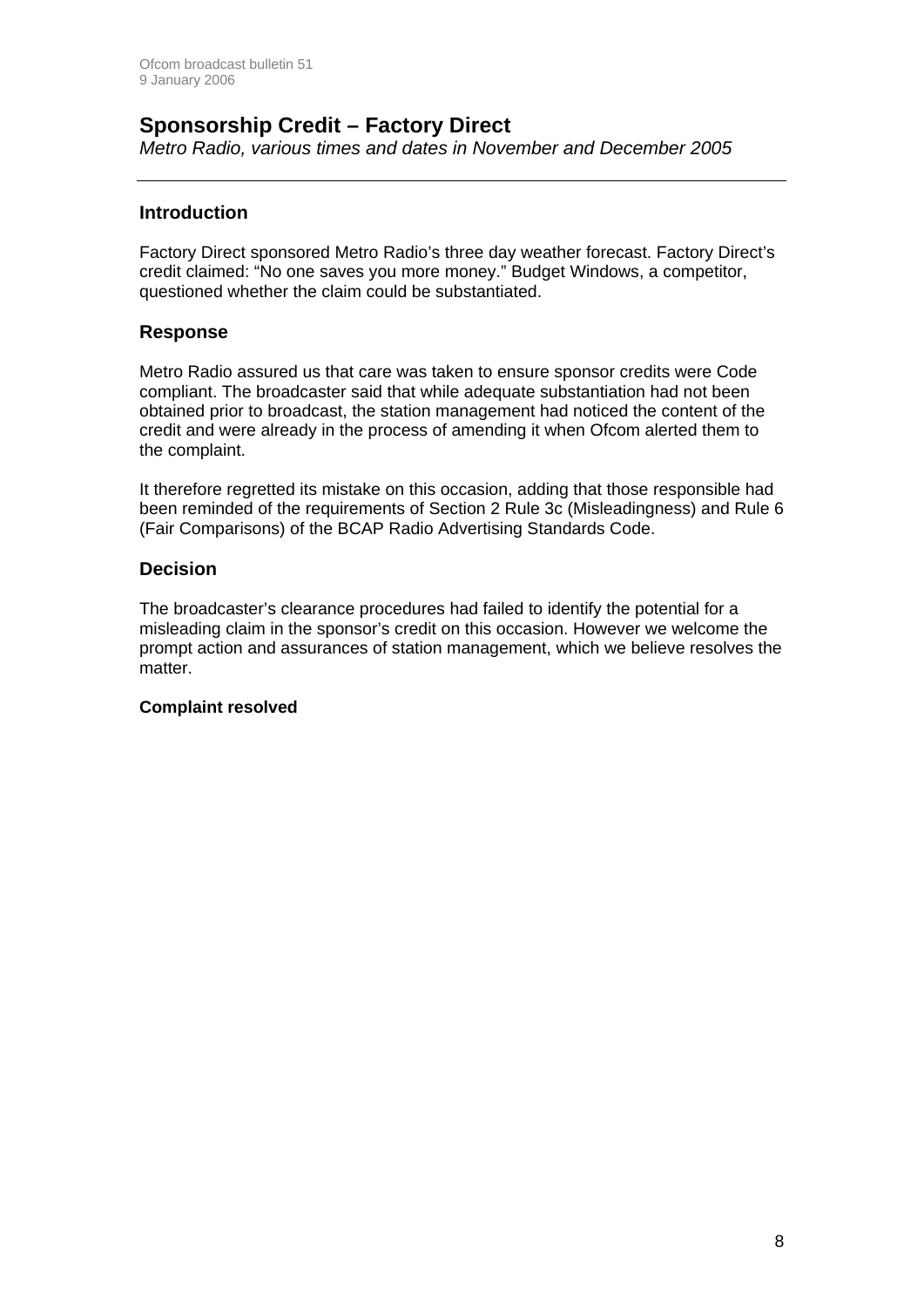## Sponsorship Credit – Factory Direct

*Metro Radio, various times and dates in November and December 2005*

---

### Introduction

Factory Direct sponsored Metro Radio's three day weather forecast. Factory Direct's credit claimed: "No one saves you more money." Budget Windows, a competitor, questioned whether the claim could be substantiated.

### Response

Metro Radio assured us that care was taken to ensure sponsor credits were Code compliant. The broadcaster said that while adequate substantiation had not been obtained prior to broadcast, the station management had noticed the content of the credit and were already in the process of amending it when Ofcom alerted them to the complaint.

It therefore regretted its mistake on this occasion, adding that those responsible had been reminded of the requirements of Section 2 Rule 3c (Misleadingness) and Rule 6 (Fair Comparisons) of the BCAP Radio Advertising Standards Code.

### Decision

The broadcaster's clearance procedures had failed to identify the potential for a misleading claim in the sponsor's credit on this occasion. However we welcome the prompt action and assurances of station management, which we believe resolves the matter.

**Complaint resolved**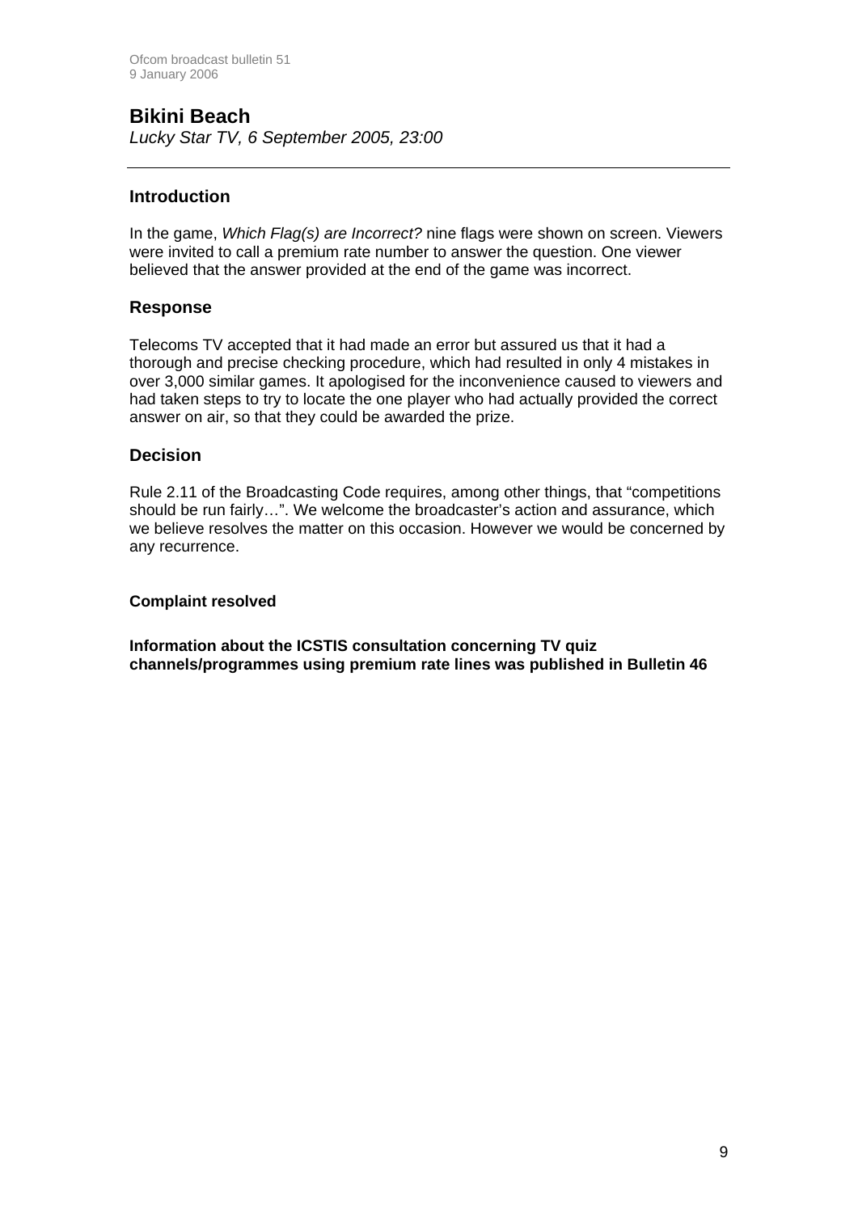## Bikini Beach

*Lucky Star TV, 6 September 2005, 23:00*

---

### Introduction

In the game, *Which Flag(s) are Incorrect?* nine flags were shown on screen. Viewers were invited to call a premium rate number to answer the question. One viewer believed that the answer provided at the end of the game was incorrect.

### Response

Telecoms TV accepted that it had made an error but assured us that it had a thorough and precise checking procedure, which had resulted in only 4 mistakes in over 3,000 similar games. It apologised for the inconvenience caused to viewers and had taken steps to try to locate the one player who had actually provided the correct answer on air, so that they could be awarded the prize.

### Decision

Rule 2.11 of the Broadcasting Code requires, among other things, that "competitions should be run fairly…". We welcome the broadcaster's action and assurance, which we believe resolves the matter on this occasion. However we would be concerned by any recurrence.

**Complaint resolved**

**Information about the ICSTIS consultation concerning TV quiz channels/programmes using premium rate lines was published in Bulletin 46**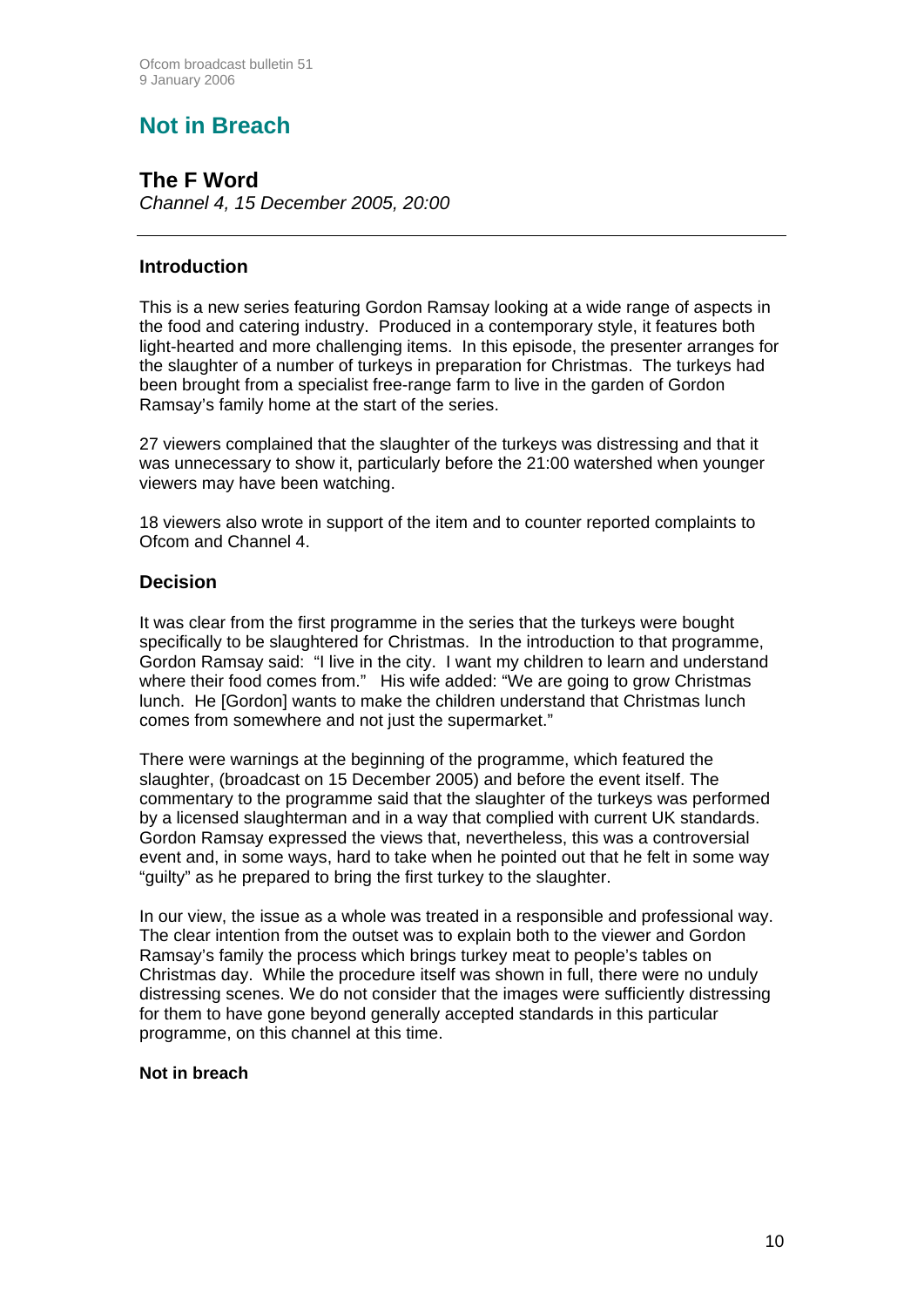# Not in Breach

## The F Word

*Channel 4, 15 December 2005, 20:00*

---

### Introduction

This is a new series featuring Gordon Ramsay looking at a wide range of aspects in the food and catering industry. Produced in a contemporary style, it features both light-hearted and more challenging items. In this episode, the presenter arranges for the slaughter of a number of turkeys in preparation for Christmas. The turkeys had been brought from a specialist free-range farm to live in the garden of Gordon Ramsay's family home at the start of the series.

27 viewers complained that the slaughter of the turkeys was distressing and that it was unnecessary to show it, particularly before the 21:00 watershed when younger viewers may have been watching.

18 viewers also wrote in support of the item and to counter reported complaints to Ofcom and Channel 4.

### Decision

It was clear from the first programme in the series that the turkeys were bought specifically to be slaughtered for Christmas. In the introduction to that programme, Gordon Ramsay said: "I live in the city. I want my children to learn and understand where their food comes from." His wife added: "We are going to grow Christmas lunch. He [Gordon] wants to make the children understand that Christmas lunch comes from somewhere and not just the supermarket."

There were warnings at the beginning of the programme, which featured the slaughter, (broadcast on 15 December 2005) and before the event itself. The commentary to the programme said that the slaughter of the turkeys was performed by a licensed slaughterman and in a way that complied with current UK standards. Gordon Ramsay expressed the views that, nevertheless, this was a controversial event and, in some ways, hard to take when he pointed out that he felt in some way "guilty" as he prepared to bring the first turkey to the slaughter.

In our view, the issue as a whole was treated in a responsible and professional way. The clear intention from the outset was to explain both to the viewer and Gordon Ramsay's family the process which brings turkey meat to people's tables on Christmas day. While the procedure itself was shown in full, there were no unduly distressing scenes. We do not consider that the images were sufficiently distressing for them to have gone beyond generally accepted standards in this particular programme, on this channel at this time.

**Not in breach**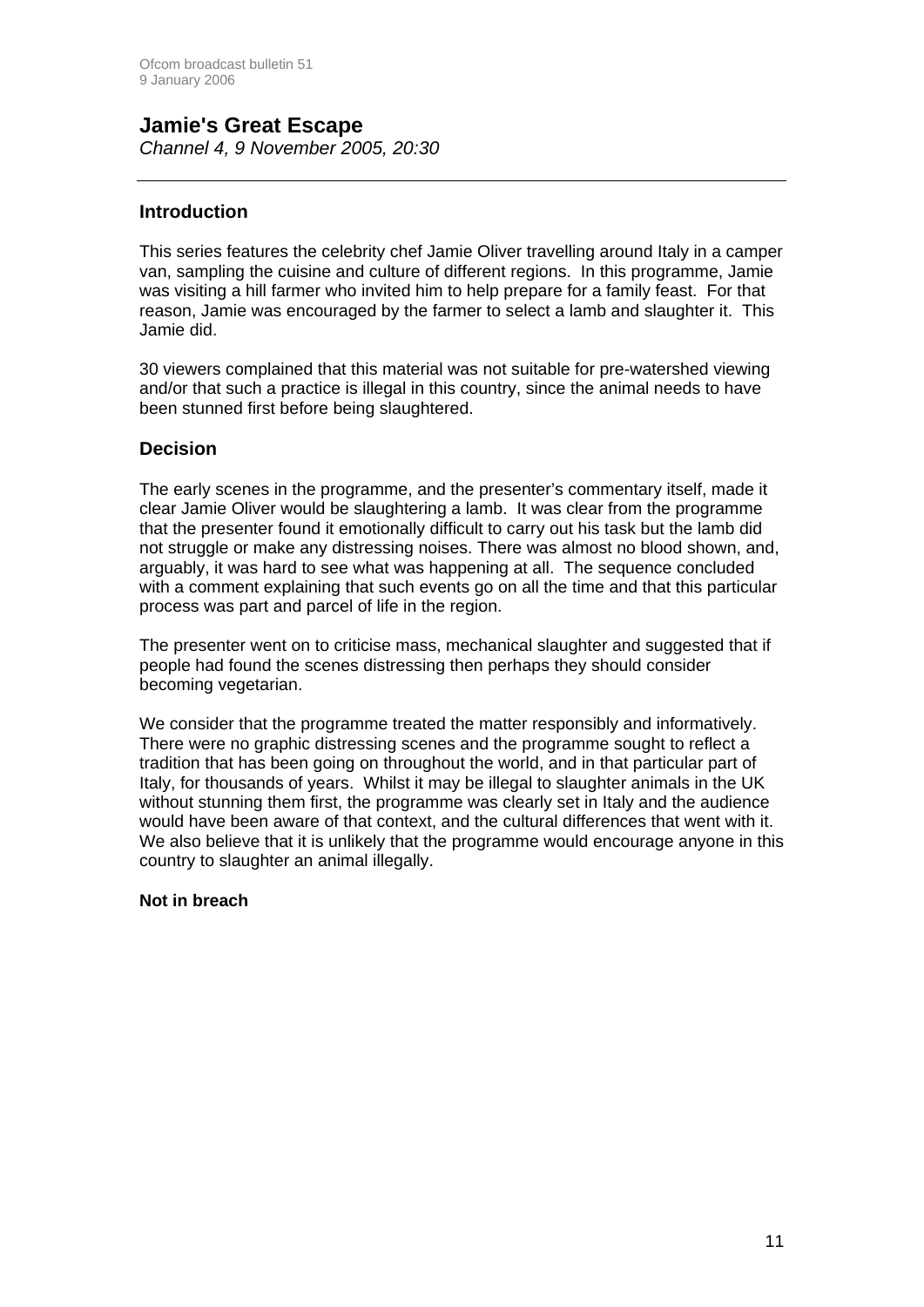## Jamie's Great Escape

*Channel 4, 9 November 2005, 20:30*

### Introduction

This series features the celebrity chef Jamie Oliver travelling around Italy in a camper van, sampling the cuisine and culture of different regions. In this programme, Jamie was visiting a hill farmer who invited him to help prepare for a family feast. For that reason, Jamie was encouraged by the farmer to select a lamb and slaughter it. This Jamie did.

30 viewers complained that this material was not suitable for pre-watershed viewing and/or that such a practice is illegal in this country, since the animal needs to have been stunned first before being slaughtered.

### Decision

The early scenes in the programme, and the presenter's commentary itself, made it clear Jamie Oliver would be slaughtering a lamb. It was clear from the programme that the presenter found it emotionally difficult to carry out his task but the lamb did not struggle or make any distressing noises. There was almost no blood shown, and, arguably, it was hard to see what was happening at all. The sequence concluded with a comment explaining that such events go on all the time and that this particular process was part and parcel of life in the region.

The presenter went on to criticise mass, mechanical slaughter and suggested that if people had found the scenes distressing then perhaps they should consider becoming vegetarian.

We consider that the programme treated the matter responsibly and informatively. There were no graphic distressing scenes and the programme sought to reflect a tradition that has been going on throughout the world, and in that particular part of Italy, for thousands of years. Whilst it may be illegal to slaughter animals in the UK without stunning them first, the programme was clearly set in Italy and the audience would have been aware of that context, and the cultural differences that went with it. We also believe that it is unlikely that the programme would encourage anyone in this country to slaughter an animal illegally.

**Not in breach**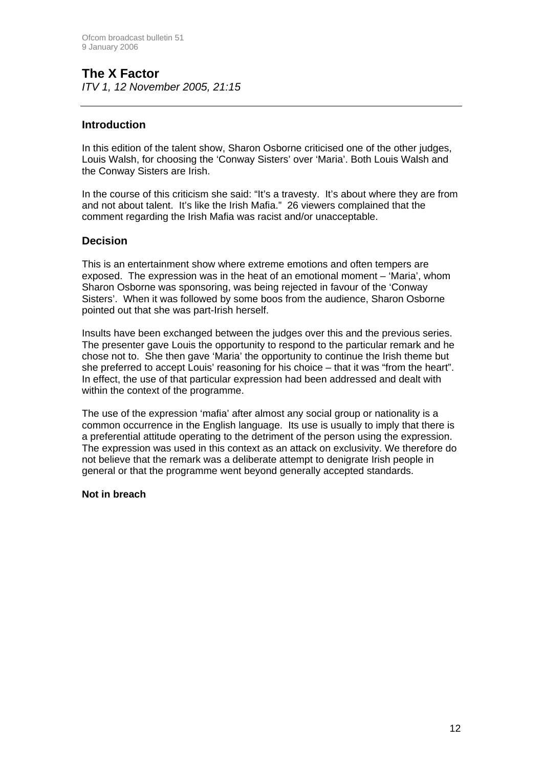## The X Factor

*ITV 1, 12 November 2005, 21:15*

---

### Introduction

In this edition of the talent show, Sharon Osborne criticised one of the other judges, Louis Walsh, for choosing the 'Conway Sisters' over 'Maria'. Both Louis Walsh and the Conway Sisters are Irish.

In the course of this criticism she said: "It's a travesty. It's about where they are from and not about talent. It's like the Irish Mafia." 26 viewers complained that the comment regarding the Irish Mafia was racist and/or unacceptable.

### Decision

This is an entertainment show where extreme emotions and often tempers are exposed. The expression was in the heat of an emotional moment – 'Maria', whom Sharon Osborne was sponsoring, was being rejected in favour of the 'Conway Sisters'. When it was followed by some boos from the audience, Sharon Osborne pointed out that she was part-Irish herself.

Insults have been exchanged between the judges over this and the previous series. The presenter gave Louis the opportunity to respond to the particular remark and he chose not to. She then gave 'Maria' the opportunity to continue the Irish theme but she preferred to accept Louis' reasoning for his choice – that it was "from the heart". In effect, the use of that particular expression had been addressed and dealt with within the context of the programme.

The use of the expression 'mafia' after almost any social group or nationality is a common occurrence in the English language. Its use is usually to imply that there is a preferential attitude operating to the detriment of the person using the expression. The expression was used in this context as an attack on exclusivity. We therefore do not believe that the remark was a deliberate attempt to denigrate Irish people in general or that the programme went beyond generally accepted standards.

**Not in breach**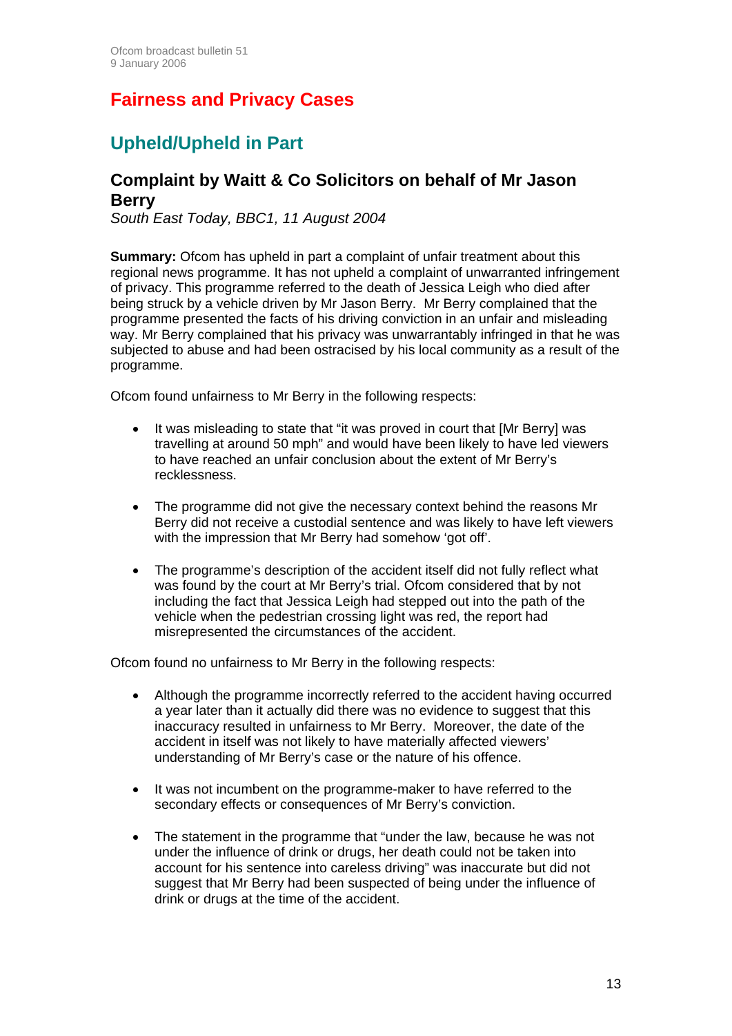## Fairness and Privacy Cases

## Upheld/Upheld in Part

### Complaint by Waitt & Co Solicitors on behalf of Mr Jason Berry

*South East Today, BBC1, 11 August 2004*

**Summary:** Ofcom has upheld in part a complaint of unfair treatment about this regional news programme. It has not upheld a complaint of unwarranted infringement of privacy. This programme referred to the death of Jessica Leigh who died after being struck by a vehicle driven by Mr Jason Berry. Mr Berry complained that the programme presented the facts of his driving conviction in an unfair and misleading way. Mr Berry complained that his privacy was unwarrantably infringed in that he was subjected to abuse and had been ostracised by his local community as a result of the programme.

Ofcom found unfairness to Mr Berry in the following respects:

- It was misleading to state that "it was proved in court that [Mr Berry] was travelling at around 50 mph" and would have been likely to have led viewers to have reached an unfair conclusion about the extent of Mr Berry's recklessness.

- The programme did not give the necessary context behind the reasons Mr Berry did not receive a custodial sentence and was likely to have left viewers with the impression that Mr Berry had somehow 'got off'.

- The programme's description of the accident itself did not fully reflect what was found by the court at Mr Berry's trial. Ofcom considered that by not including the fact that Jessica Leigh had stepped out into the path of the vehicle when the pedestrian crossing light was red, the report had misrepresented the circumstances of the accident.

Ofcom found no unfairness to Mr Berry in the following respects:

- Although the programme incorrectly referred to the accident having occurred a year later than it actually did there was no evidence to suggest that this inaccuracy resulted in unfairness to Mr Berry. Moreover, the date of the accident in itself was not likely to have materially affected viewers' understanding of Mr Berry's case or the nature of his offence.

- It was not incumbent on the programme-maker to have referred to the secondary effects or consequences of Mr Berry's conviction.

- The statement in the programme that "under the law, because he was not under the influence of drink or drugs, her death could not be taken into account for his sentence into careless driving" was inaccurate but did not suggest that Mr Berry had been suspected of being under the influence of drink or drugs at the time of the accident.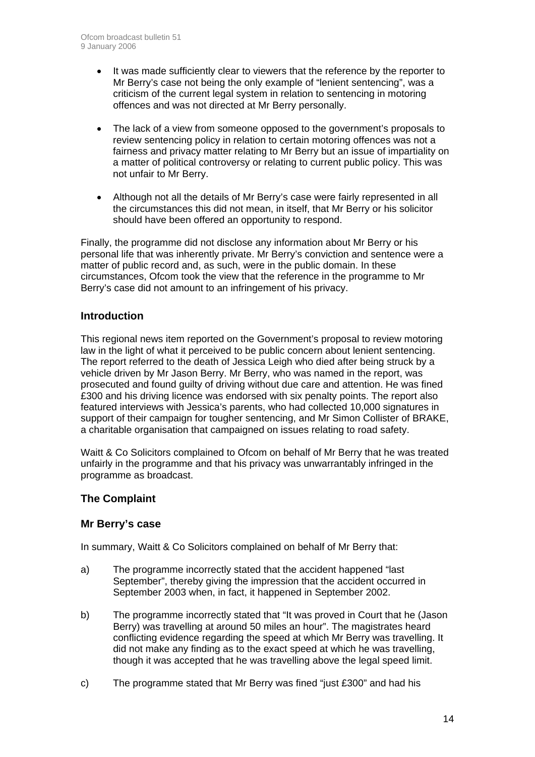- It was made sufficiently clear to viewers that the reference by the reporter to Mr Berry's case not being the only example of "lenient sentencing", was a criticism of the current legal system in relation to sentencing in motoring offences and was not directed at Mr Berry personally.

- The lack of a view from someone opposed to the government's proposals to review sentencing policy in relation to certain motoring offences was not a fairness and privacy matter relating to Mr Berry but an issue of impartiality on a matter of political controversy or relating to current public policy. This was not unfair to Mr Berry.

- Although not all the details of Mr Berry's case were fairly represented in all the circumstances this did not mean, in itself, that Mr Berry or his solicitor should have been offered an opportunity to respond.

Finally, the programme did not disclose any information about Mr Berry or his personal life that was inherently private. Mr Berry's conviction and sentence were a matter of public record and, as such, were in the public domain. In these circumstances, Ofcom took the view that the reference in the programme to Mr Berry's case did not amount to an infringement of his privacy.

## Introduction

This regional news item reported on the Government's proposal to review motoring law in the light of what it perceived to be public concern about lenient sentencing. The report referred to the death of Jessica Leigh who died after being struck by a vehicle driven by Mr Jason Berry. Mr Berry, who was named in the report, was prosecuted and found guilty of driving without due care and attention. He was fined £300 and his driving licence was endorsed with six penalty points. The report also featured interviews with Jessica's parents, who had collected 10,000 signatures in support of their campaign for tougher sentencing, and Mr Simon Collister of BRAKE, a charitable organisation that campaigned on issues relating to road safety.

Waitt & Co Solicitors complained to Ofcom on behalf of Mr Berry that he was treated unfairly in the programme and that his privacy was unwarrantably infringed in the programme as broadcast.

## The Complaint

### Mr Berry's case

In summary, Waitt & Co Solicitors complained on behalf of Mr Berry that:

a) The programme incorrectly stated that the accident happened "last September", thereby giving the impression that the accident occurred in September 2003 when, in fact, it happened in September 2002.

b) The programme incorrectly stated that "It was proved in Court that he (Jason Berry) was travelling at around 50 miles an hour". The magistrates heard conflicting evidence regarding the speed at which Mr Berry was travelling. It did not make any finding as to the exact speed at which he was travelling, though it was accepted that he was travelling above the legal speed limit.

c) The programme stated that Mr Berry was fined "just £300" and had his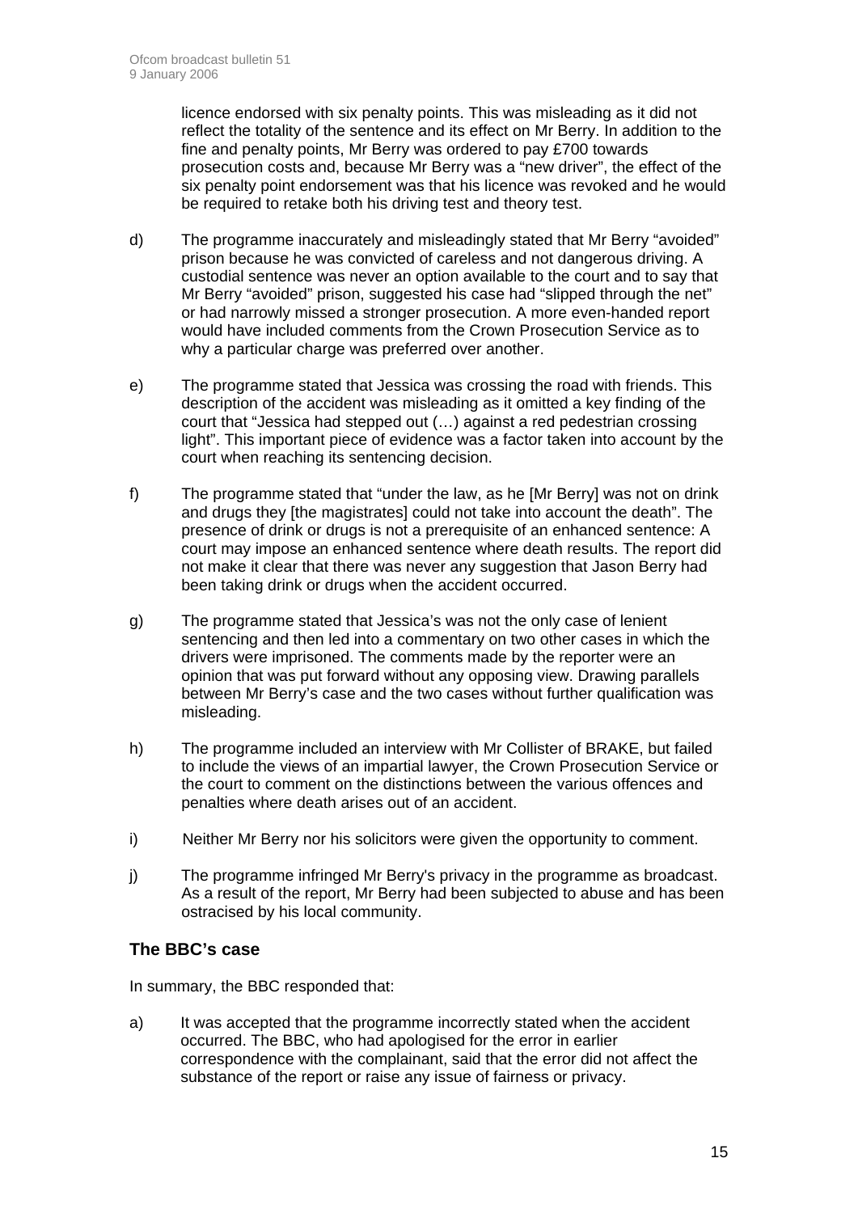licence endorsed with six penalty points. This was misleading as it did not reflect the totality of the sentence and its effect on Mr Berry. In addition to the fine and penalty points, Mr Berry was ordered to pay £700 towards prosecution costs and, because Mr Berry was a "new driver", the effect of the six penalty point endorsement was that his licence was revoked and he would be required to retake both his driving test and theory test.

d) The programme inaccurately and misleadingly stated that Mr Berry "avoided" prison because he was convicted of careless and not dangerous driving. A custodial sentence was never an option available to the court and to say that Mr Berry "avoided" prison, suggested his case had "slipped through the net" or had narrowly missed a stronger prosecution. A more even-handed report would have included comments from the Crown Prosecution Service as to why a particular charge was preferred over another.

e) The programme stated that Jessica was crossing the road with friends. This description of the accident was misleading as it omitted a key finding of the court that "Jessica had stepped out (…) against a red pedestrian crossing light". This important piece of evidence was a factor taken into account by the court when reaching its sentencing decision.

f) The programme stated that "under the law, as he [Mr Berry] was not on drink and drugs they [the magistrates] could not take into account the death". The presence of drink or drugs is not a prerequisite of an enhanced sentence: A court may impose an enhanced sentence where death results. The report did not make it clear that there was never any suggestion that Jason Berry had been taking drink or drugs when the accident occurred.

g) The programme stated that Jessica's was not the only case of lenient sentencing and then led into a commentary on two other cases in which the drivers were imprisoned. The comments made by the reporter were an opinion that was put forward without any opposing view. Drawing parallels between Mr Berry's case and the two cases without further qualification was misleading.

h) The programme included an interview with Mr Collister of BRAKE, but failed to include the views of an impartial lawyer, the Crown Prosecution Service or the court to comment on the distinctions between the various offences and penalties where death arises out of an accident.

i) Neither Mr Berry nor his solicitors were given the opportunity to comment.

j) The programme infringed Mr Berry's privacy in the programme as broadcast. As a result of the report, Mr Berry had been subjected to abuse and has been ostracised by his local community.

### The BBC's case

In summary, the BBC responded that:

a) It was accepted that the programme incorrectly stated when the accident occurred. The BBC, who had apologised for the error in earlier correspondence with the complainant, said that the error did not affect the substance of the report or raise any issue of fairness or privacy.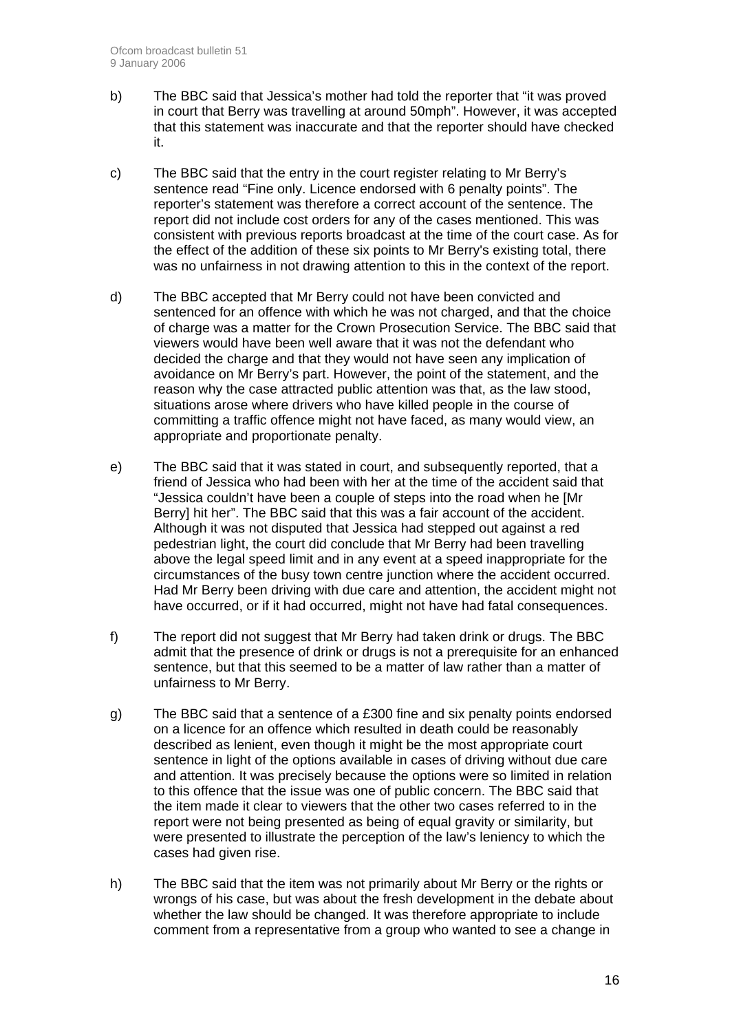b) The BBC said that Jessica's mother had told the reporter that "it was proved in court that Berry was travelling at around 50mph". However, it was accepted that this statement was inaccurate and that the reporter should have checked it.

c) The BBC said that the entry in the court register relating to Mr Berry's sentence read "Fine only. Licence endorsed with 6 penalty points". The reporter's statement was therefore a correct account of the sentence. The report did not include cost orders for any of the cases mentioned. This was consistent with previous reports broadcast at the time of the court case. As for the effect of the addition of these six points to Mr Berry's existing total, there was no unfairness in not drawing attention to this in the context of the report.

d) The BBC accepted that Mr Berry could not have been convicted and sentenced for an offence with which he was not charged, and that the choice of charge was a matter for the Crown Prosecution Service. The BBC said that viewers would have been well aware that it was not the defendant who decided the charge and that they would not have seen any implication of avoidance on Mr Berry's part. However, the point of the statement, and the reason why the case attracted public attention was that, as the law stood, situations arose where drivers who have killed people in the course of committing a traffic offence might not have faced, as many would view, an appropriate and proportionate penalty.

e) The BBC said that it was stated in court, and subsequently reported, that a friend of Jessica who had been with her at the time of the accident said that "Jessica couldn't have been a couple of steps into the road when he [Mr Berry] hit her". The BBC said that this was a fair account of the accident. Although it was not disputed that Jessica had stepped out against a red pedestrian light, the court did conclude that Mr Berry had been travelling above the legal speed limit and in any event at a speed inappropriate for the circumstances of the busy town centre junction where the accident occurred. Had Mr Berry been driving with due care and attention, the accident might not have occurred, or if it had occurred, might not have had fatal consequences.

f) The report did not suggest that Mr Berry had taken drink or drugs. The BBC admit that the presence of drink or drugs is not a prerequisite for an enhanced sentence, but that this seemed to be a matter of law rather than a matter of unfairness to Mr Berry.

g) The BBC said that a sentence of a £300 fine and six penalty points endorsed on a licence for an offence which resulted in death could be reasonably described as lenient, even though it might be the most appropriate court sentence in light of the options available in cases of driving without due care and attention. It was precisely because the options were so limited in relation to this offence that the issue was one of public concern. The BBC said that the item made it clear to viewers that the other two cases referred to in the report were not being presented as being of equal gravity or similarity, but were presented to illustrate the perception of the law's leniency to which the cases had given rise.

h) The BBC said that the item was not primarily about Mr Berry or the rights or wrongs of his case, but was about the fresh development in the debate about whether the law should be changed. It was therefore appropriate to include comment from a representative from a group who wanted to see a change in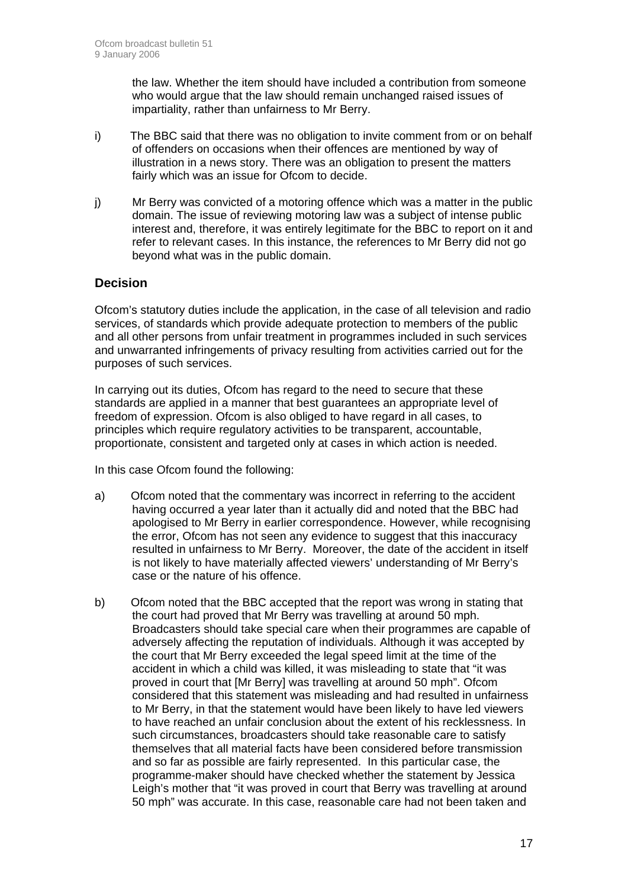the law. Whether the item should have included a contribution from someone who would argue that the law should remain unchanged raised issues of impartiality, rather than unfairness to Mr Berry.

i) The BBC said that there was no obligation to invite comment from or on behalf of offenders on occasions when their offences are mentioned by way of illustration in a news story. There was an obligation to present the matters fairly which was an issue for Ofcom to decide.

j) Mr Berry was convicted of a motoring offence which was a matter in the public domain. The issue of reviewing motoring law was a subject of intense public interest and, therefore, it was entirely legitimate for the BBC to report on it and refer to relevant cases. In this instance, the references to Mr Berry did not go beyond what was in the public domain.

### Decision

Ofcom's statutory duties include the application, in the case of all television and radio services, of standards which provide adequate protection to members of the public and all other persons from unfair treatment in programmes included in such services and unwarranted infringements of privacy resulting from activities carried out for the purposes of such services.

In carrying out its duties, Ofcom has regard to the need to secure that these standards are applied in a manner that best guarantees an appropriate level of freedom of expression. Ofcom is also obliged to have regard in all cases, to principles which require regulatory activities to be transparent, accountable, proportionate, consistent and targeted only at cases in which action is needed.

In this case Ofcom found the following:

a) Ofcom noted that the commentary was incorrect in referring to the accident having occurred a year later than it actually did and noted that the BBC had apologised to Mr Berry in earlier correspondence. However, while recognising the error, Ofcom has not seen any evidence to suggest that this inaccuracy resulted in unfairness to Mr Berry. Moreover, the date of the accident in itself is not likely to have materially affected viewers' understanding of Mr Berry's case or the nature of his offence.

b) Ofcom noted that the BBC accepted that the report was wrong in stating that the court had proved that Mr Berry was travelling at around 50 mph. Broadcasters should take special care when their programmes are capable of adversely affecting the reputation of individuals. Although it was accepted by the court that Mr Berry exceeded the legal speed limit at the time of the accident in which a child was killed, it was misleading to state that "it was proved in court that [Mr Berry] was travelling at around 50 mph". Ofcom considered that this statement was misleading and had resulted in unfairness to Mr Berry, in that the statement would have been likely to have led viewers to have reached an unfair conclusion about the extent of his recklessness. In such circumstances, broadcasters should take reasonable care to satisfy themselves that all material facts have been considered before transmission and so far as possible are fairly represented. In this particular case, the programme-maker should have checked whether the statement by Jessica Leigh's mother that "it was proved in court that Berry was travelling at around 50 mph" was accurate. In this case, reasonable care had not been taken and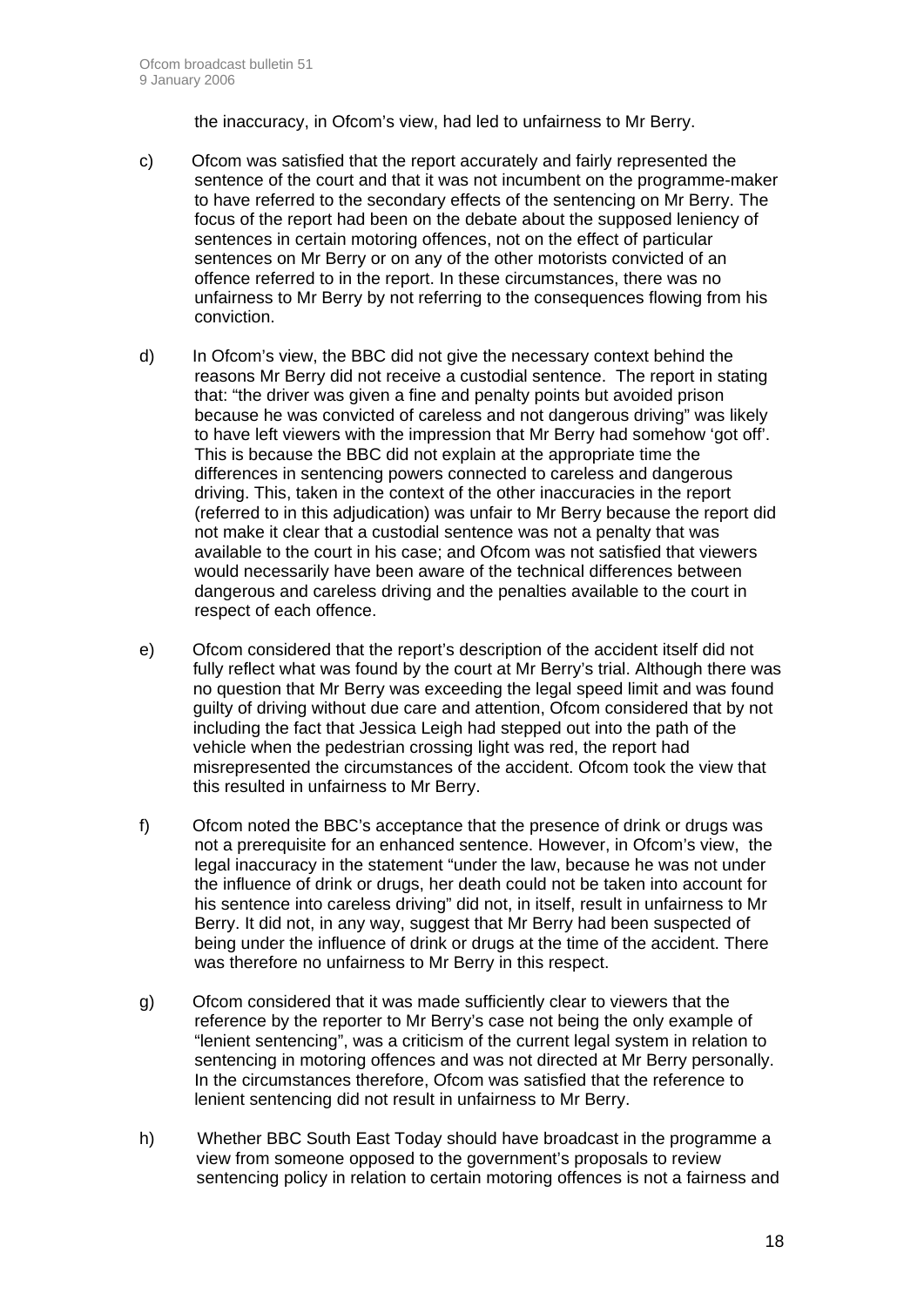the inaccuracy, in Ofcom's view, had led to unfairness to Mr Berry.

c) Ofcom was satisfied that the report accurately and fairly represented the sentence of the court and that it was not incumbent on the programme-maker to have referred to the secondary effects of the sentencing on Mr Berry. The focus of the report had been on the debate about the supposed leniency of sentences in certain motoring offences, not on the effect of particular sentences on Mr Berry or on any of the other motorists convicted of an offence referred to in the report. In these circumstances, there was no unfairness to Mr Berry by not referring to the consequences flowing from his conviction.

d) In Ofcom's view, the BBC did not give the necessary context behind the reasons Mr Berry did not receive a custodial sentence. The report in stating that: "the driver was given a fine and penalty points but avoided prison because he was convicted of careless and not dangerous driving" was likely to have left viewers with the impression that Mr Berry had somehow 'got off'. This is because the BBC did not explain at the appropriate time the differences in sentencing powers connected to careless and dangerous driving. This, taken in the context of the other inaccuracies in the report (referred to in this adjudication) was unfair to Mr Berry because the report did not make it clear that a custodial sentence was not a penalty that was available to the court in his case; and Ofcom was not satisfied that viewers would necessarily have been aware of the technical differences between dangerous and careless driving and the penalties available to the court in respect of each offence.

e) Ofcom considered that the report's description of the accident itself did not fully reflect what was found by the court at Mr Berry's trial. Although there was no question that Mr Berry was exceeding the legal speed limit and was found guilty of driving without due care and attention, Ofcom considered that by not including the fact that Jessica Leigh had stepped out into the path of the vehicle when the pedestrian crossing light was red, the report had misrepresented the circumstances of the accident. Ofcom took the view that this resulted in unfairness to Mr Berry.

f) Ofcom noted the BBC's acceptance that the presence of drink or drugs was not a prerequisite for an enhanced sentence. However, in Ofcom's view, the legal inaccuracy in the statement "under the law, because he was not under the influence of drink or drugs, her death could not be taken into account for his sentence into careless driving" did not, in itself, result in unfairness to Mr Berry. It did not, in any way, suggest that Mr Berry had been suspected of being under the influence of drink or drugs at the time of the accident. There was therefore no unfairness to Mr Berry in this respect.

g) Ofcom considered that it was made sufficiently clear to viewers that the reference by the reporter to Mr Berry's case not being the only example of "lenient sentencing", was a criticism of the current legal system in relation to sentencing in motoring offences and was not directed at Mr Berry personally. In the circumstances therefore, Ofcom was satisfied that the reference to lenient sentencing did not result in unfairness to Mr Berry.

h) Whether BBC South East Today should have broadcast in the programme a view from someone opposed to the government's proposals to review sentencing policy in relation to certain motoring offences is not a fairness and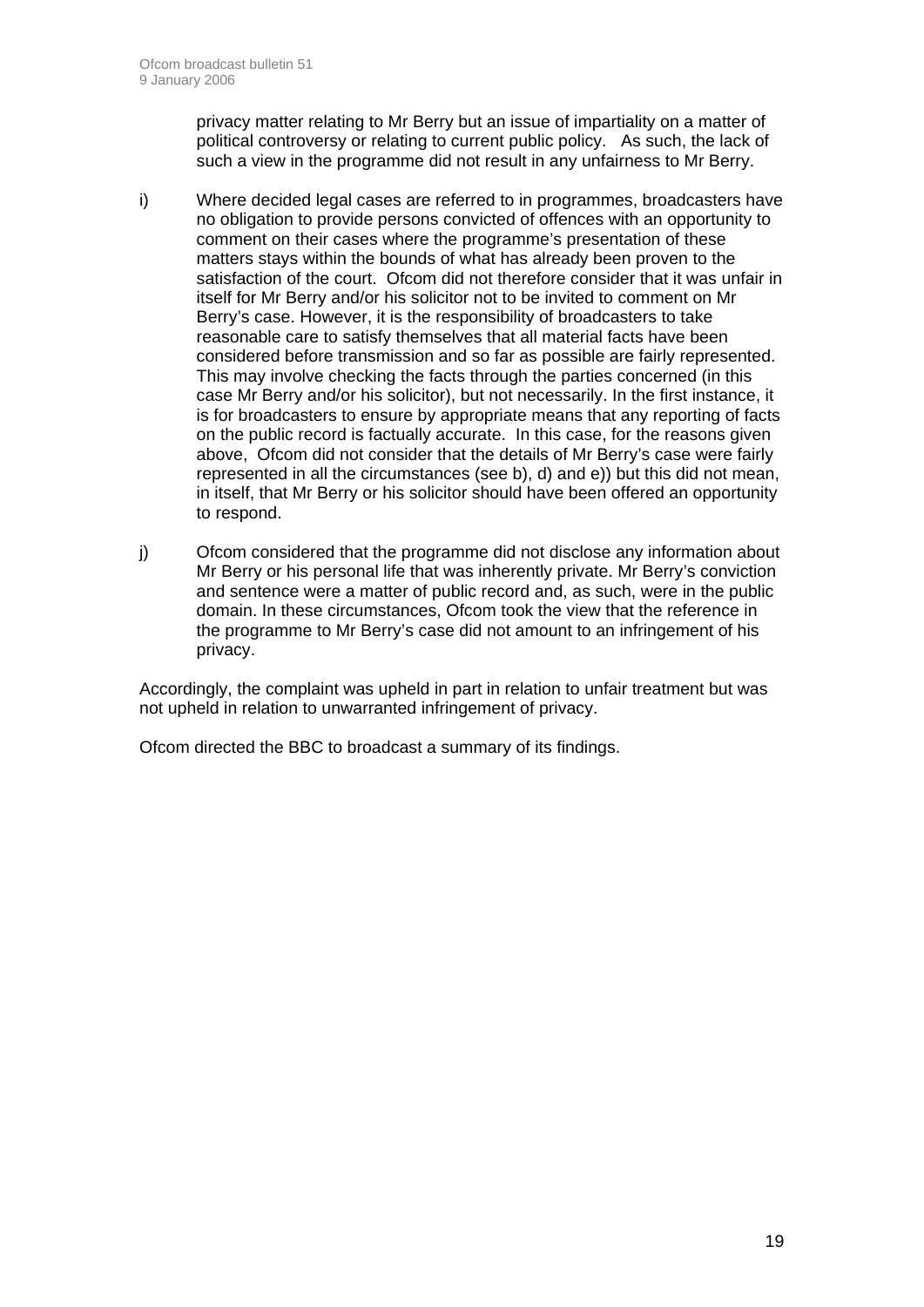privacy matter relating to Mr Berry but an issue of impartiality on a matter of political controversy or relating to current public policy. As such, the lack of such a view in the programme did not result in any unfairness to Mr Berry.

i) Where decided legal cases are referred to in programmes, broadcasters have no obligation to provide persons convicted of offences with an opportunity to comment on their cases where the programme's presentation of these matters stays within the bounds of what has already been proven to the satisfaction of the court. Ofcom did not therefore consider that it was unfair in itself for Mr Berry and/or his solicitor not to be invited to comment on Mr Berry's case. However, it is the responsibility of broadcasters to take reasonable care to satisfy themselves that all material facts have been considered before transmission and so far as possible are fairly represented. This may involve checking the facts through the parties concerned (in this case Mr Berry and/or his solicitor), but not necessarily. In the first instance, it is for broadcasters to ensure by appropriate means that any reporting of facts on the public record is factually accurate. In this case, for the reasons given above, Ofcom did not consider that the details of Mr Berry's case were fairly represented in all the circumstances (see b), d) and e)) but this did not mean, in itself, that Mr Berry or his solicitor should have been offered an opportunity to respond.

j) Ofcom considered that the programme did not disclose any information about Mr Berry or his personal life that was inherently private. Mr Berry's conviction and sentence were a matter of public record and, as such, were in the public domain. In these circumstances, Ofcom took the view that the reference in the programme to Mr Berry's case did not amount to an infringement of his privacy.

Accordingly, the complaint was upheld in part in relation to unfair treatment but was not upheld in relation to unwarranted infringement of privacy.

Ofcom directed the BBC to broadcast a summary of its findings.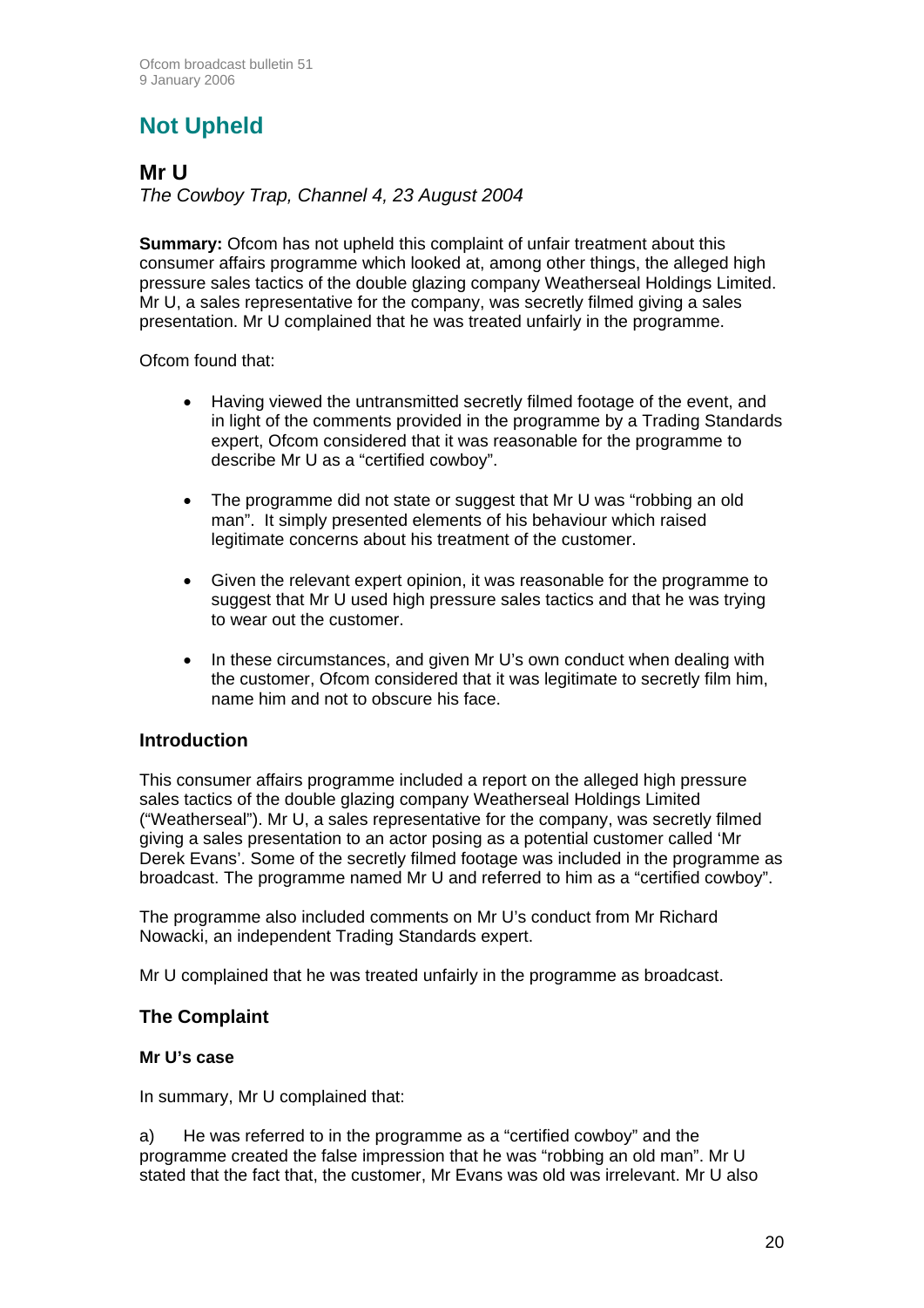# Not Upheld

## Mr U

*The Cowboy Trap, Channel 4, 23 August 2004*

**Summary:** Ofcom has not upheld this complaint of unfair treatment about this consumer affairs programme which looked at, among other things, the alleged high pressure sales tactics of the double glazing company Weatherseal Holdings Limited. Mr U, a sales representative for the company, was secretly filmed giving a sales presentation. Mr U complained that he was treated unfairly in the programme.

Ofcom found that:

- Having viewed the untransmitted secretly filmed footage of the event, and in light of the comments provided in the programme by a Trading Standards expert, Ofcom considered that it was reasonable for the programme to describe Mr U as a "certified cowboy".
- The programme did not state or suggest that Mr U was "robbing an old man". It simply presented elements of his behaviour which raised legitimate concerns about his treatment of the customer.
- Given the relevant expert opinion, it was reasonable for the programme to suggest that Mr U used high pressure sales tactics and that he was trying to wear out the customer.
- In these circumstances, and given Mr U's own conduct when dealing with the customer, Ofcom considered that it was legitimate to secretly film him, name him and not to obscure his face.

### Introduction

This consumer affairs programme included a report on the alleged high pressure sales tactics of the double glazing company Weatherseal Holdings Limited ("Weatherseal"). Mr U, a sales representative for the company, was secretly filmed giving a sales presentation to an actor posing as a potential customer called 'Mr Derek Evans'. Some of the secretly filmed footage was included in the programme as broadcast. The programme named Mr U and referred to him as a "certified cowboy".

The programme also included comments on Mr U's conduct from Mr Richard Nowacki, an independent Trading Standards expert.

Mr U complained that he was treated unfairly in the programme as broadcast.

### The Complaint

#### Mr U's case

In summary, Mr U complained that:

a) He was referred to in the programme as a "certified cowboy" and the programme created the false impression that he was "robbing an old man". Mr U stated that the fact that, the customer, Mr Evans was old was irrelevant. Mr U also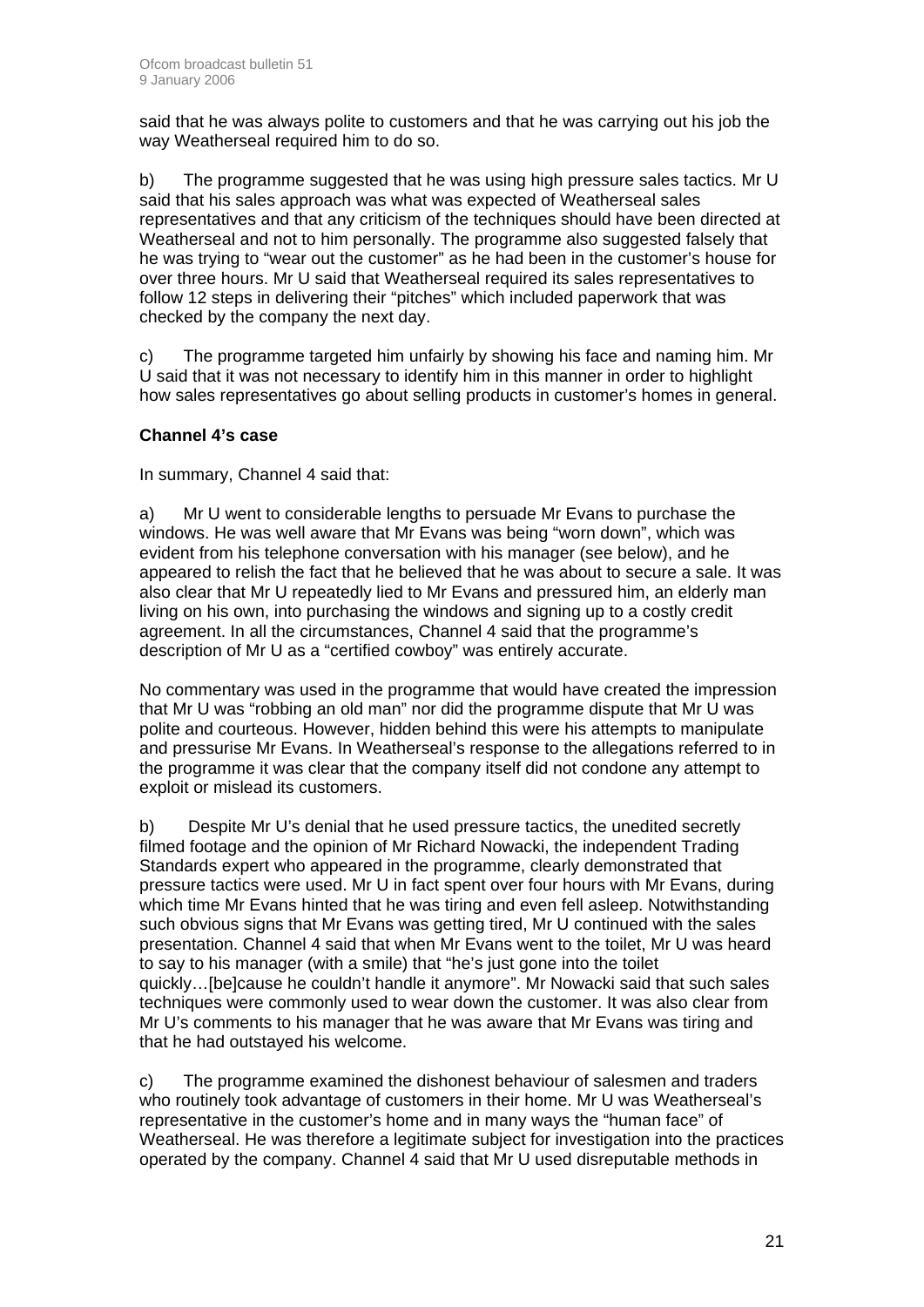said that he was always polite to customers and that he was carrying out his job the way Weatherseal required him to do so.

b) The programme suggested that he was using high pressure sales tactics. Mr U said that his sales approach was what was expected of Weatherseal sales representatives and that any criticism of the techniques should have been directed at Weatherseal and not to him personally. The programme also suggested falsely that he was trying to "wear out the customer" as he had been in the customer's house for over three hours. Mr U said that Weatherseal required its sales representatives to follow 12 steps in delivering their "pitches" which included paperwork that was checked by the company the next day.

c) The programme targeted him unfairly by showing his face and naming him. Mr U said that it was not necessary to identify him in this manner in order to highlight how sales representatives go about selling products in customer's homes in general.

**Channel 4's case**

In summary, Channel 4 said that:

a) Mr U went to considerable lengths to persuade Mr Evans to purchase the windows. He was well aware that Mr Evans was being "worn down", which was evident from his telephone conversation with his manager (see below), and he appeared to relish the fact that he believed that he was about to secure a sale. It was also clear that Mr U repeatedly lied to Mr Evans and pressured him, an elderly man living on his own, into purchasing the windows and signing up to a costly credit agreement. In all the circumstances, Channel 4 said that the programme's description of Mr U as a "certified cowboy" was entirely accurate.

No commentary was used in the programme that would have created the impression that Mr U was "robbing an old man" nor did the programme dispute that Mr U was polite and courteous. However, hidden behind this were his attempts to manipulate and pressurise Mr Evans. In Weatherseal's response to the allegations referred to in the programme it was clear that the company itself did not condone any attempt to exploit or mislead its customers.

b) Despite Mr U's denial that he used pressure tactics, the unedited secretly filmed footage and the opinion of Mr Richard Nowacki, the independent Trading Standards expert who appeared in the programme, clearly demonstrated that pressure tactics were used. Mr U in fact spent over four hours with Mr Evans, during which time Mr Evans hinted that he was tiring and even fell asleep. Notwithstanding such obvious signs that Mr Evans was getting tired, Mr U continued with the sales presentation. Channel 4 said that when Mr Evans went to the toilet, Mr U was heard to say to his manager (with a smile) that "he's just gone into the toilet quickly…[be]cause he couldn't handle it anymore". Mr Nowacki said that such sales techniques were commonly used to wear down the customer. It was also clear from Mr U's comments to his manager that he was aware that Mr Evans was tiring and that he had outstayed his welcome.

c) The programme examined the dishonest behaviour of salesmen and traders who routinely took advantage of customers in their home. Mr U was Weatherseal's representative in the customer's home and in many ways the "human face" of Weatherseal. He was therefore a legitimate subject for investigation into the practices operated by the company. Channel 4 said that Mr U used disreputable methods in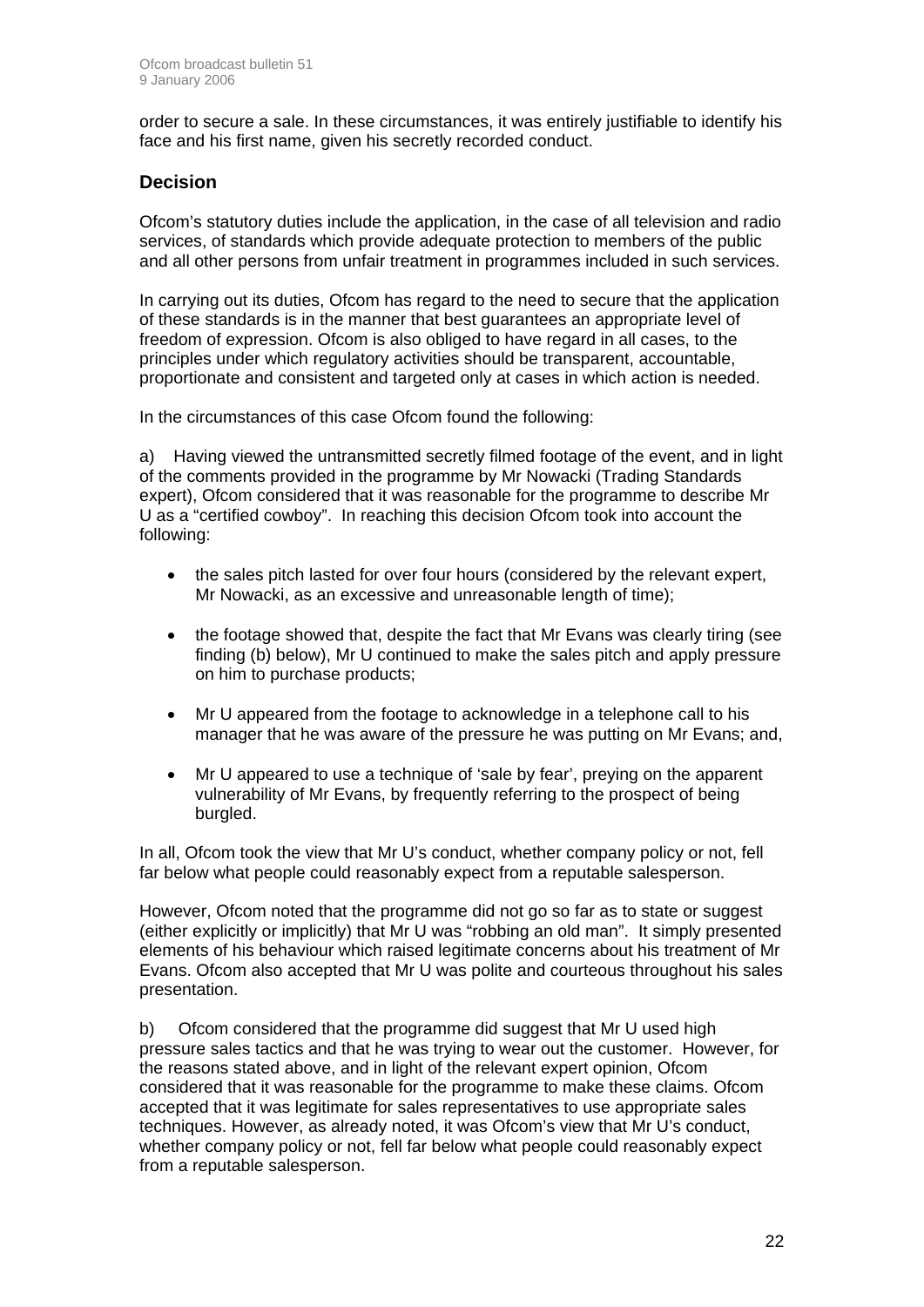order to secure a sale. In these circumstances, it was entirely justifiable to identify his face and his first name, given his secretly recorded conduct.

## Decision

Ofcom's statutory duties include the application, in the case of all television and radio services, of standards which provide adequate protection to members of the public and all other persons from unfair treatment in programmes included in such services.

In carrying out its duties, Ofcom has regard to the need to secure that the application of these standards is in the manner that best guarantees an appropriate level of freedom of expression. Ofcom is also obliged to have regard in all cases, to the principles under which regulatory activities should be transparent, accountable, proportionate and consistent and targeted only at cases in which action is needed.

In the circumstances of this case Ofcom found the following:

a) Having viewed the untransmitted secretly filmed footage of the event, and in light of the comments provided in the programme by Mr Nowacki (Trading Standards expert), Ofcom considered that it was reasonable for the programme to describe Mr U as a "certified cowboy". In reaching this decision Ofcom took into account the following:

- the sales pitch lasted for over four hours (considered by the relevant expert, Mr Nowacki, as an excessive and unreasonable length of time);
- the footage showed that, despite the fact that Mr Evans was clearly tiring (see finding (b) below), Mr U continued to make the sales pitch and apply pressure on him to purchase products;
- Mr U appeared from the footage to acknowledge in a telephone call to his manager that he was aware of the pressure he was putting on Mr Evans; and,
- Mr U appeared to use a technique of 'sale by fear', preying on the apparent vulnerability of Mr Evans, by frequently referring to the prospect of being burgled.

In all, Ofcom took the view that Mr U's conduct, whether company policy or not, fell far below what people could reasonably expect from a reputable salesperson.

However, Ofcom noted that the programme did not go so far as to state or suggest (either explicitly or implicitly) that Mr U was "robbing an old man". It simply presented elements of his behaviour which raised legitimate concerns about his treatment of Mr Evans. Ofcom also accepted that Mr U was polite and courteous throughout his sales presentation.

b) Ofcom considered that the programme did suggest that Mr U used high pressure sales tactics and that he was trying to wear out the customer. However, for the reasons stated above, and in light of the relevant expert opinion, Ofcom considered that it was reasonable for the programme to make these claims. Ofcom accepted that it was legitimate for sales representatives to use appropriate sales techniques. However, as already noted, it was Ofcom's view that Mr U's conduct, whether company policy or not, fell far below what people could reasonably expect from a reputable salesperson.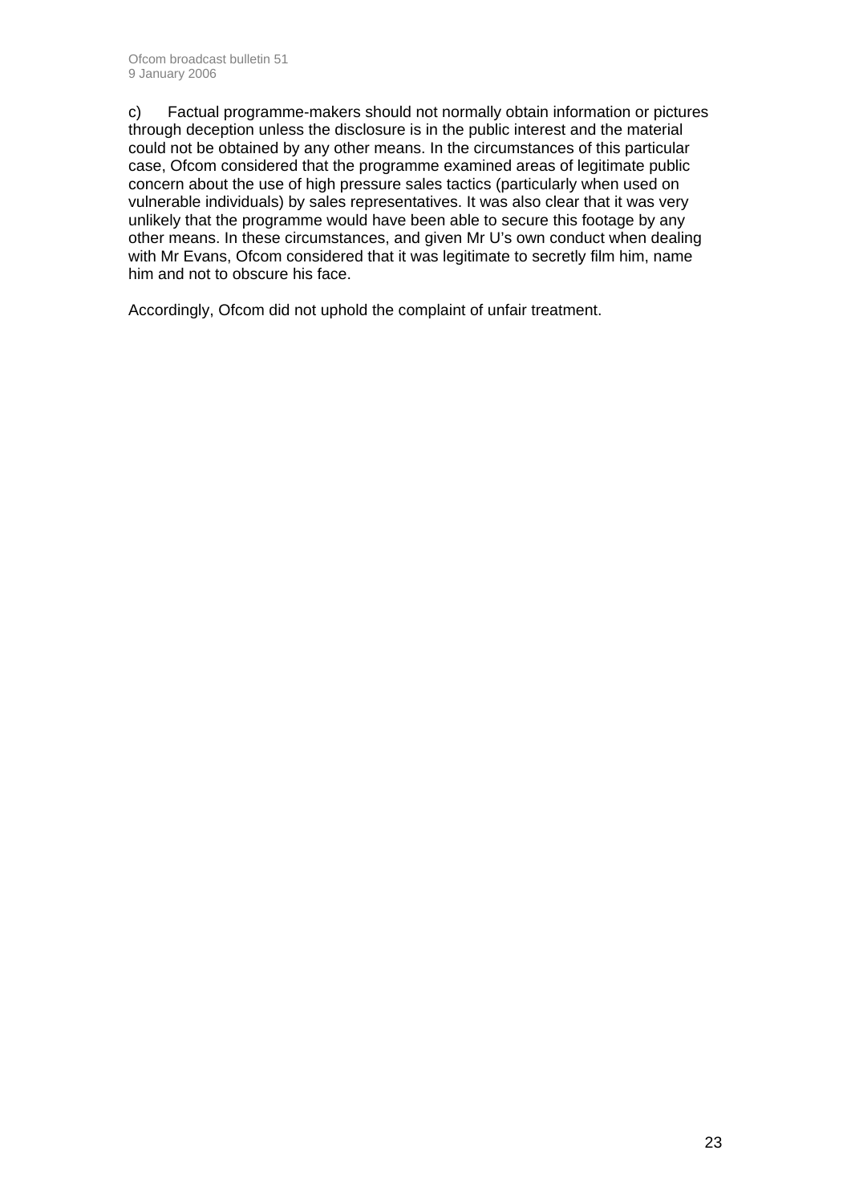c) Factual programme-makers should not normally obtain information or pictures through deception unless the disclosure is in the public interest and the material could not be obtained by any other means. In the circumstances of this particular case, Ofcom considered that the programme examined areas of legitimate public concern about the use of high pressure sales tactics (particularly when used on vulnerable individuals) by sales representatives. It was also clear that it was very unlikely that the programme would have been able to secure this footage by any other means. In these circumstances, and given Mr U's own conduct when dealing with Mr Evans, Ofcom considered that it was legitimate to secretly film him, name him and not to obscure his face.

Accordingly, Ofcom did not uphold the complaint of unfair treatment.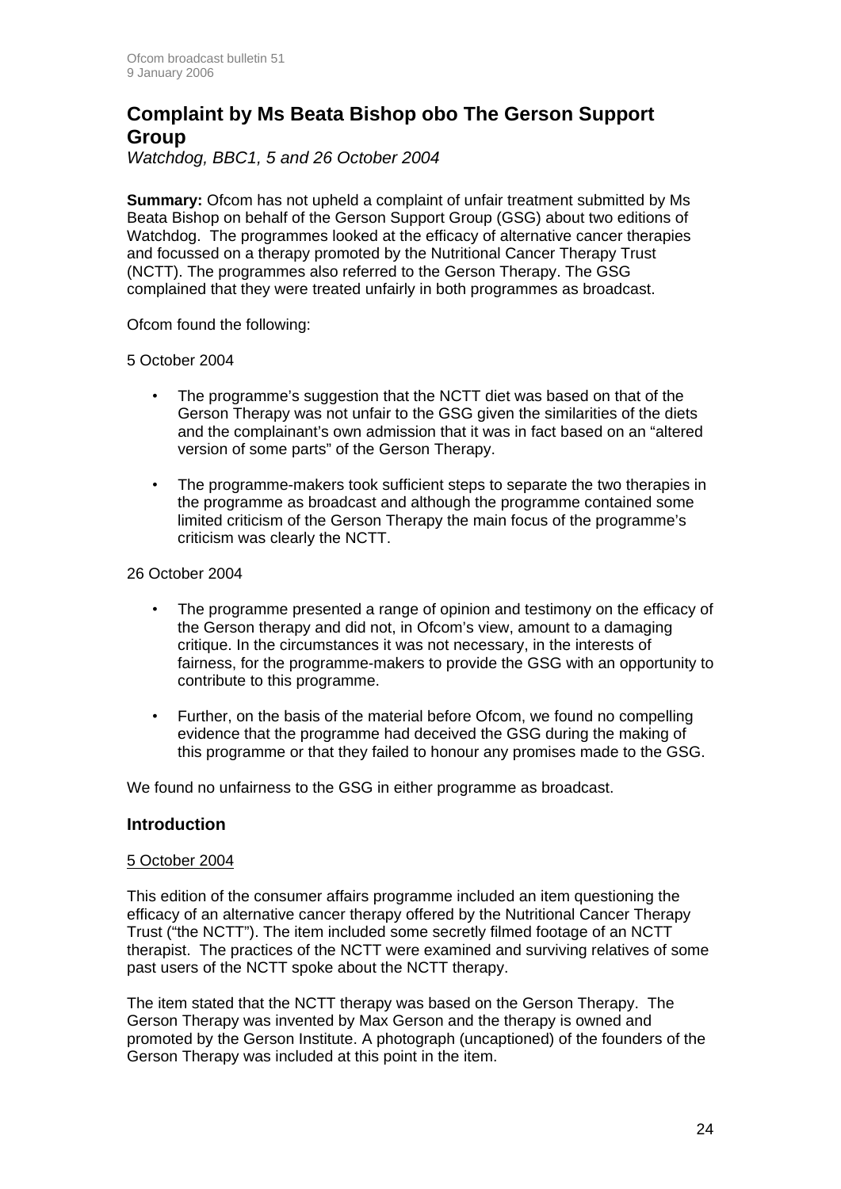## Complaint by Ms Beata Bishop obo The Gerson Support Group

*Watchdog, BBC1, 5 and 26 October 2004*

**Summary:** Ofcom has not upheld a complaint of unfair treatment submitted by Ms Beata Bishop on behalf of the Gerson Support Group (GSG) about two editions of Watchdog. The programmes looked at the efficacy of alternative cancer therapies and focussed on a therapy promoted by the Nutritional Cancer Therapy Trust (NCTT). The programmes also referred to the Gerson Therapy. The GSG complained that they were treated unfairly in both programmes as broadcast.

Ofcom found the following:

5 October 2004

- The programme's suggestion that the NCTT diet was based on that of the Gerson Therapy was not unfair to the GSG given the similarities of the diets and the complainant's own admission that it was in fact based on an "altered version of some parts" of the Gerson Therapy.
- The programme-makers took sufficient steps to separate the two therapies in the programme as broadcast and although the programme contained some limited criticism of the Gerson Therapy the main focus of the programme's criticism was clearly the NCTT.

26 October 2004

- The programme presented a range of opinion and testimony on the efficacy of the Gerson therapy and did not, in Ofcom's view, amount to a damaging critique. In the circumstances it was not necessary, in the interests of fairness, for the programme-makers to provide the GSG with an opportunity to contribute to this programme.
- Further, on the basis of the material before Ofcom, we found no compelling evidence that the programme had deceived the GSG during the making of this programme or that they failed to honour any promises made to the GSG.

We found no unfairness to the GSG in either programme as broadcast.

### Introduction

5 October 2004

This edition of the consumer affairs programme included an item questioning the efficacy of an alternative cancer therapy offered by the Nutritional Cancer Therapy Trust ("the NCTT"). The item included some secretly filmed footage of an NCTT therapist. The practices of the NCTT were examined and surviving relatives of some past users of the NCTT spoke about the NCTT therapy.

The item stated that the NCTT therapy was based on the Gerson Therapy. The Gerson Therapy was invented by Max Gerson and the therapy is owned and promoted by the Gerson Institute. A photograph (uncaptioned) of the founders of the Gerson Therapy was included at this point in the item.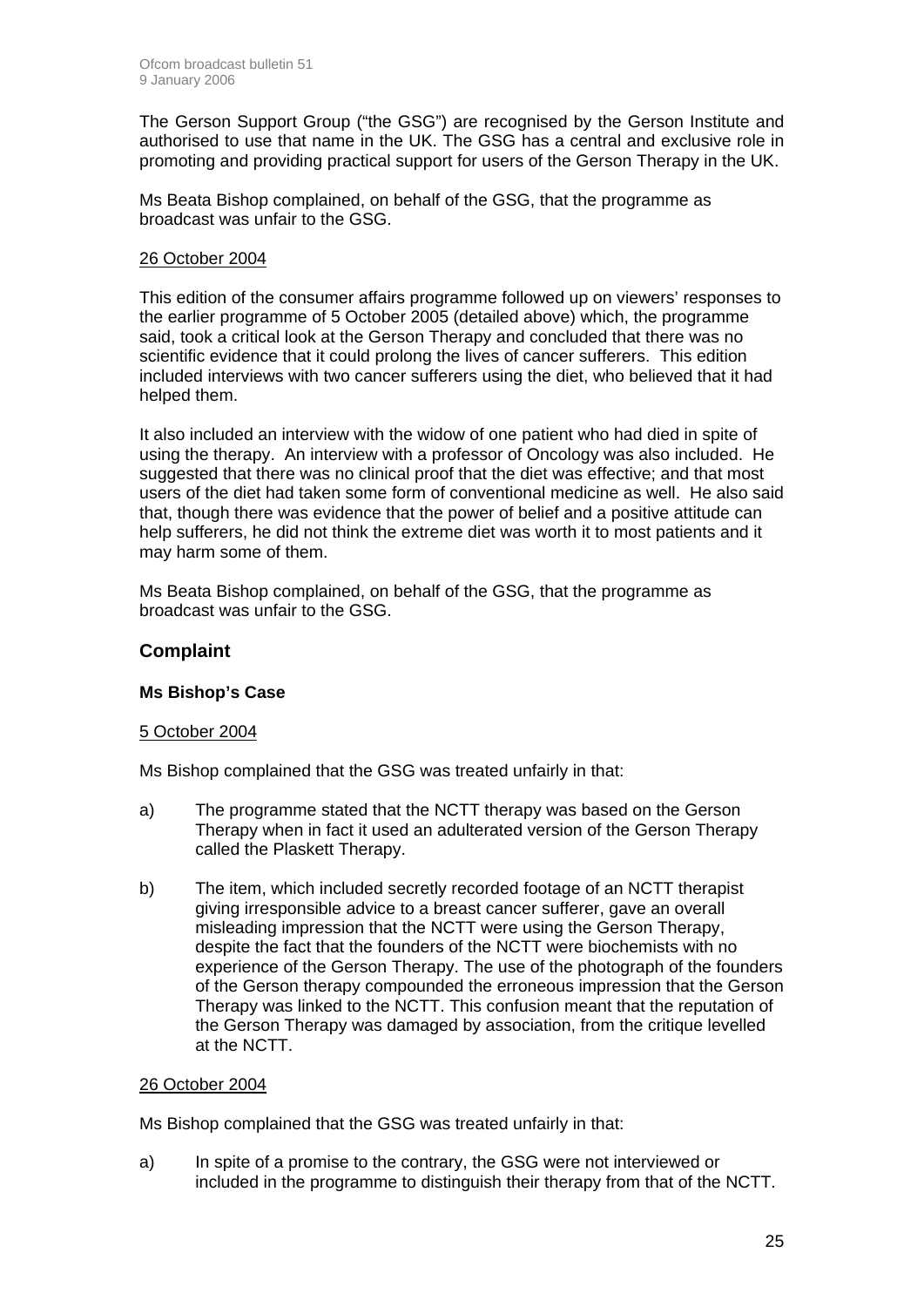The Gerson Support Group ("the GSG") are recognised by the Gerson Institute and authorised to use that name in the UK. The GSG has a central and exclusive role in promoting and providing practical support for users of the Gerson Therapy in the UK.

Ms Beata Bishop complained, on behalf of the GSG, that the programme as broadcast was unfair to the GSG.

<u>26 October 2004</u>

This edition of the consumer affairs programme followed up on viewers' responses to the earlier programme of 5 October 2005 (detailed above) which, the programme said, took a critical look at the Gerson Therapy and concluded that there was no scientific evidence that it could prolong the lives of cancer sufferers. This edition included interviews with two cancer sufferers using the diet, who believed that it had helped them.

It also included an interview with the widow of one patient who had died in spite of using the therapy. An interview with a professor of Oncology was also included. He suggested that there was no clinical proof that the diet was effective; and that most users of the diet had taken some form of conventional medicine as well. He also said that, though there was evidence that the power of belief and a positive attitude can help sufferers, he did not think the extreme diet was worth it to most patients and it may harm some of them.

Ms Beata Bishop complained, on behalf of the GSG, that the programme as broadcast was unfair to the GSG.

## Complaint

### Ms Bishop's Case

<u>5 October 2004</u>

Ms Bishop complained that the GSG was treated unfairly in that:

a) The programme stated that the NCTT therapy was based on the Gerson Therapy when in fact it used an adulterated version of the Gerson Therapy called the Plaskett Therapy.

b) The item, which included secretly recorded footage of an NCTT therapist giving irresponsible advice to a breast cancer sufferer, gave an overall misleading impression that the NCTT were using the Gerson Therapy, despite the fact that the founders of the NCTT were biochemists with no experience of the Gerson Therapy. The use of the photograph of the founders of the Gerson therapy compounded the erroneous impression that the Gerson Therapy was linked to the NCTT. This confusion meant that the reputation of the Gerson Therapy was damaged by association, from the critique levelled at the NCTT.

<u>26 October 2004</u>

Ms Bishop complained that the GSG was treated unfairly in that:

a) In spite of a promise to the contrary, the GSG were not interviewed or included in the programme to distinguish their therapy from that of the NCTT.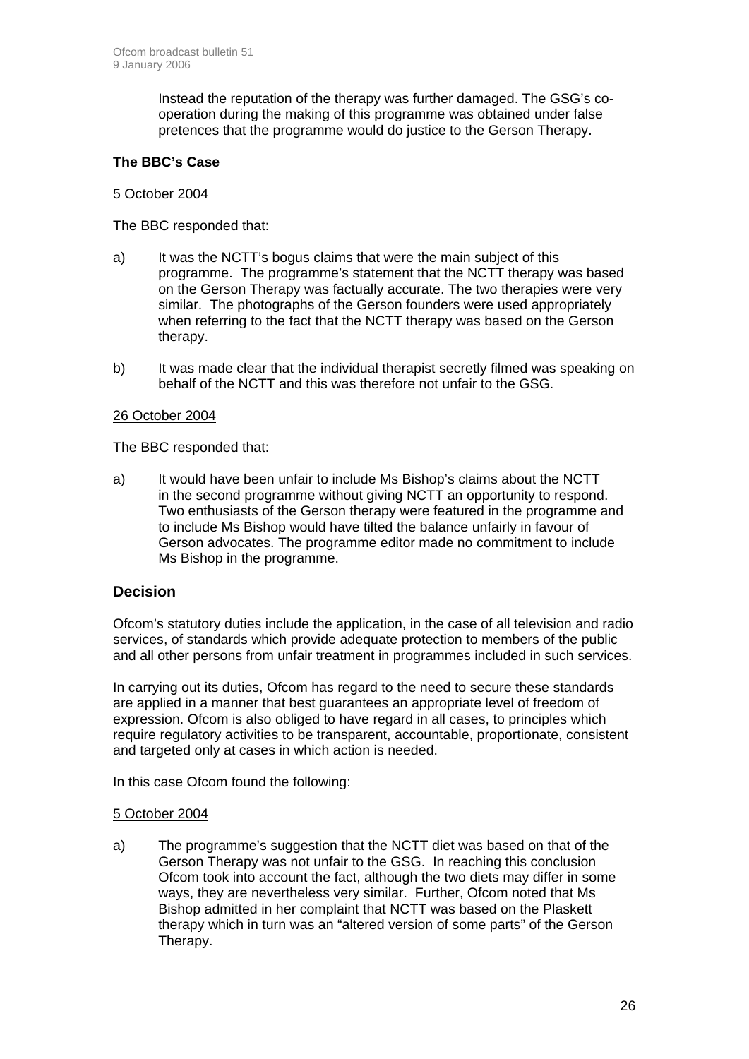Instead the reputation of the therapy was further damaged. The GSG's co-operation during the making of this programme was obtained under false pretences that the programme would do justice to the Gerson Therapy.

**The BBC's Case**

5 October 2004

The BBC responded that:

a) It was the NCTT's bogus claims that were the main subject of this programme. The programme's statement that the NCTT therapy was based on the Gerson Therapy was factually accurate. The two therapies were very similar. The photographs of the Gerson founders were used appropriately when referring to the fact that the NCTT therapy was based on the Gerson therapy.

b) It was made clear that the individual therapist secretly filmed was speaking on behalf of the NCTT and this was therefore not unfair to the GSG.

26 October 2004

The BBC responded that:

a) It would have been unfair to include Ms Bishop's claims about the NCTT in the second programme without giving NCTT an opportunity to respond. Two enthusiasts of the Gerson therapy were featured in the programme and to include Ms Bishop would have tilted the balance unfairly in favour of Gerson advocates. The programme editor made no commitment to include Ms Bishop in the programme.

## Decision

Ofcom's statutory duties include the application, in the case of all television and radio services, of standards which provide adequate protection to members of the public and all other persons from unfair treatment in programmes included in such services.

In carrying out its duties, Ofcom has regard to the need to secure these standards are applied in a manner that best guarantees an appropriate level of freedom of expression. Ofcom is also obliged to have regard in all cases, to principles which require regulatory activities to be transparent, accountable, proportionate, consistent and targeted only at cases in which action is needed.

In this case Ofcom found the following:

5 October 2004

a) The programme's suggestion that the NCTT diet was based on that of the Gerson Therapy was not unfair to the GSG. In reaching this conclusion Ofcom took into account the fact, although the two diets may differ in some ways, they are nevertheless very similar. Further, Ofcom noted that Ms Bishop admitted in her complaint that NCTT was based on the Plaskett therapy which in turn was an "altered version of some parts" of the Gerson Therapy.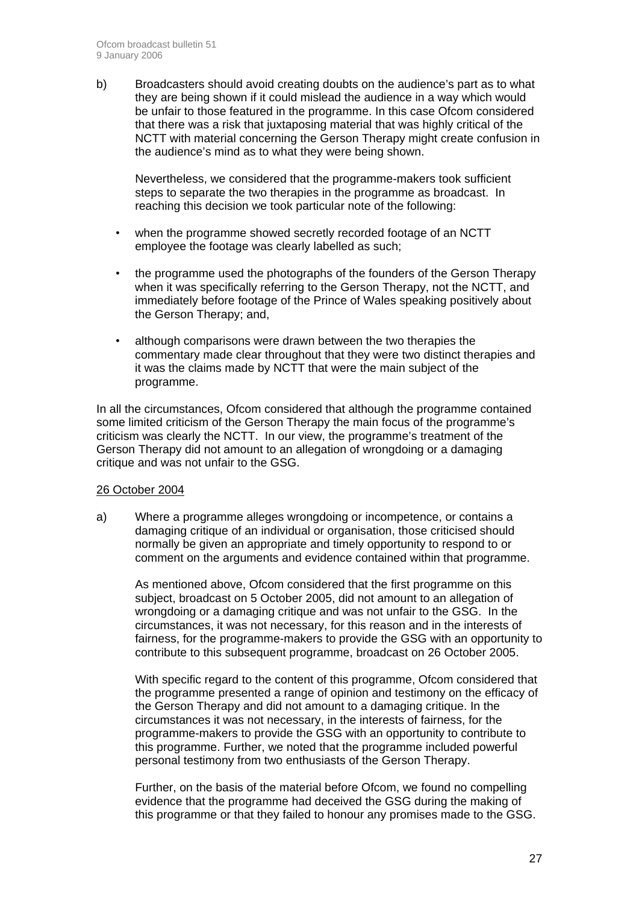b) Broadcasters should avoid creating doubts on the audience's part as to what they are being shown if it could mislead the audience in a way which would be unfair to those featured in the programme. In this case Ofcom considered that there was a risk that juxtaposing material that was highly critical of the NCTT with material concerning the Gerson Therapy might create confusion in the audience's mind as to what they were being shown.

   Nevertheless, we considered that the programme-makers took sufficient steps to separate the two therapies in the programme as broadcast. In reaching this decision we took particular note of the following:

   - when the programme showed secretly recorded footage of an NCTT employee the footage was clearly labelled as such;
   - the programme used the photographs of the founders of the Gerson Therapy when it was specifically referring to the Gerson Therapy, not the NCTT, and immediately before footage of the Prince of Wales speaking positively about the Gerson Therapy; and,
   - although comparisons were drawn between the two therapies the commentary made clear throughout that they were two distinct therapies and it was the claims made by NCTT that were the main subject of the programme.

In all the circumstances, Ofcom considered that although the programme contained some limited criticism of the Gerson Therapy the main focus of the programme's criticism was clearly the NCTT. In our view, the programme's treatment of the Gerson Therapy did not amount to an allegation of wrongdoing or a damaging critique and was not unfair to the GSG.

<u>26 October 2004</u>

a) Where a programme alleges wrongdoing or incompetence, or contains a damaging critique of an individual or organisation, those criticised should normally be given an appropriate and timely opportunity to respond to or comment on the arguments and evidence contained within that programme.

   As mentioned above, Ofcom considered that the first programme on this subject, broadcast on 5 October 2005, did not amount to an allegation of wrongdoing or a damaging critique and was not unfair to the GSG. In the circumstances, it was not necessary, for this reason and in the interests of fairness, for the programme-makers to provide the GSG with an opportunity to contribute to this subsequent programme, broadcast on 26 October 2005.

   With specific regard to the content of this programme, Ofcom considered that the programme presented a range of opinion and testimony on the efficacy of the Gerson Therapy and did not amount to a damaging critique. In the circumstances it was not necessary, in the interests of fairness, for the programme-makers to provide the GSG with an opportunity to contribute to this programme. Further, we noted that the programme included powerful personal testimony from two enthusiasts of the Gerson Therapy.

   Further, on the basis of the material before Ofcom, we found no compelling evidence that the programme had deceived the GSG during the making of this programme or that they failed to honour any promises made to the GSG.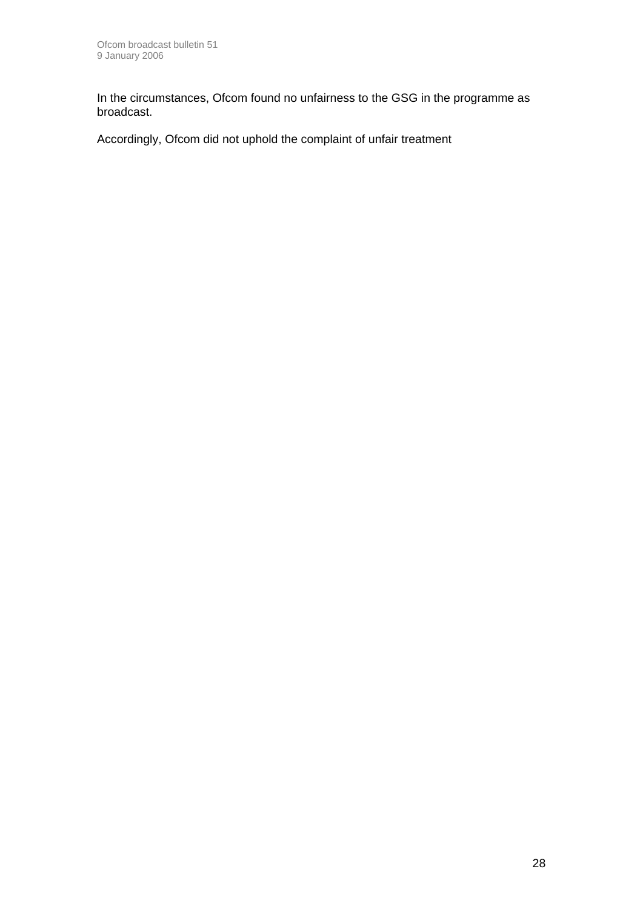In the circumstances, Ofcom found no unfairness to the GSG in the programme as broadcast.

Accordingly, Ofcom did not uphold the complaint of unfair treatment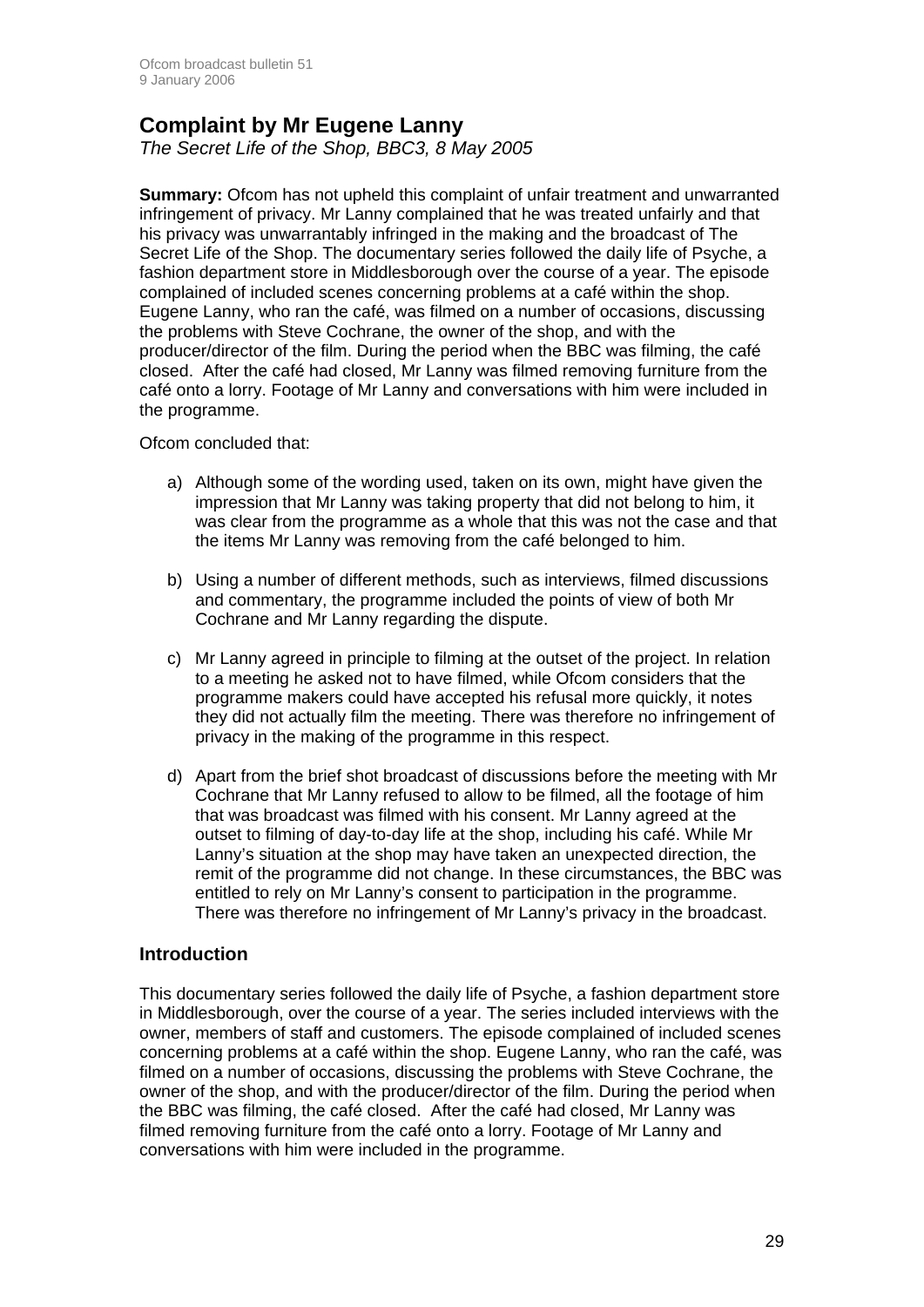## Complaint by Mr Eugene Lanny

*The Secret Life of the Shop, BBC3, 8 May 2005*

**Summary:** Ofcom has not upheld this complaint of unfair treatment and unwarranted infringement of privacy. Mr Lanny complained that he was treated unfairly and that his privacy was unwarrantably infringed in the making and the broadcast of The Secret Life of the Shop. The documentary series followed the daily life of Psyche, a fashion department store in Middlesborough over the course of a year. The episode complained of included scenes concerning problems at a café within the shop. Eugene Lanny, who ran the café, was filmed on a number of occasions, discussing the problems with Steve Cochrane, the owner of the shop, and with the producer/director of the film. During the period when the BBC was filming, the café closed. After the café had closed, Mr Lanny was filmed removing furniture from the café onto a lorry. Footage of Mr Lanny and conversations with him were included in the programme.

Ofcom concluded that:

a) Although some of the wording used, taken on its own, might have given the impression that Mr Lanny was taking property that did not belong to him, it was clear from the programme as a whole that this was not the case and that the items Mr Lanny was removing from the café belonged to him.

b) Using a number of different methods, such as interviews, filmed discussions and commentary, the programme included the points of view of both Mr Cochrane and Mr Lanny regarding the dispute.

c) Mr Lanny agreed in principle to filming at the outset of the project. In relation to a meeting he asked not to have filmed, while Ofcom considers that the programme makers could have accepted his refusal more quickly, it notes they did not actually film the meeting. There was therefore no infringement of privacy in the making of the programme in this respect.

d) Apart from the brief shot broadcast of discussions before the meeting with Mr Cochrane that Mr Lanny refused to allow to be filmed, all the footage of him that was broadcast was filmed with his consent. Mr Lanny agreed at the outset to filming of day-to-day life at the shop, including his café. While Mr Lanny's situation at the shop may have taken an unexpected direction, the remit of the programme did not change. In these circumstances, the BBC was entitled to rely on Mr Lanny's consent to participation in the programme. There was therefore no infringement of Mr Lanny's privacy in the broadcast.

### Introduction

This documentary series followed the daily life of Psyche, a fashion department store in Middlesborough, over the course of a year. The series included interviews with the owner, members of staff and customers. The episode complained of included scenes concerning problems at a café within the shop. Eugene Lanny, who ran the café, was filmed on a number of occasions, discussing the problems with Steve Cochrane, the owner of the shop, and with the producer/director of the film. During the period when the BBC was filming, the café closed. After the café had closed, Mr Lanny was filmed removing furniture from the café onto a lorry. Footage of Mr Lanny and conversations with him were included in the programme.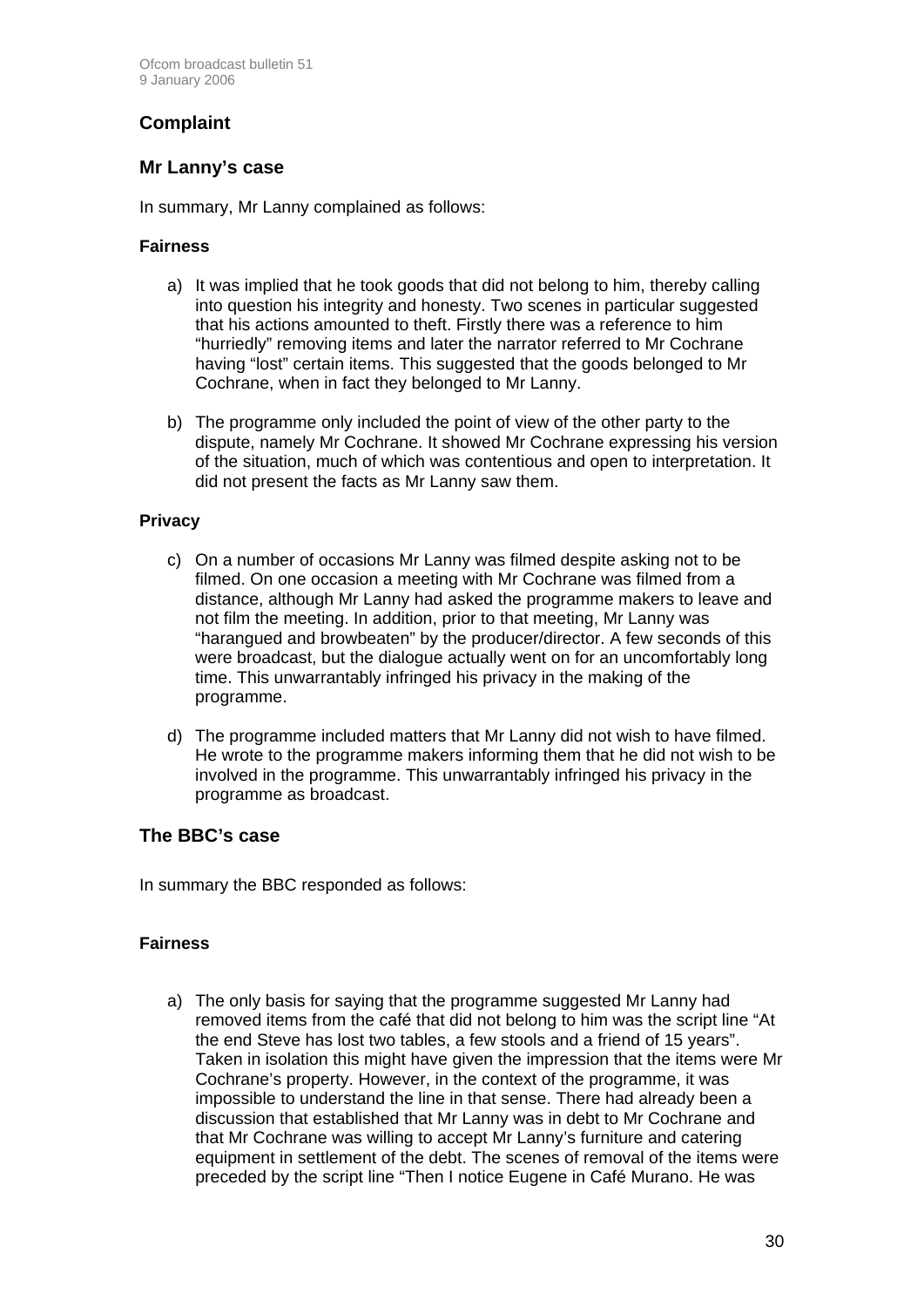## Complaint

### Mr Lanny's case

In summary, Mr Lanny complained as follows:

#### Fairness

a) It was implied that he took goods that did not belong to him, thereby calling into question his integrity and honesty. Two scenes in particular suggested that his actions amounted to theft. Firstly there was a reference to him "hurriedly" removing items and later the narrator referred to Mr Cochrane having "lost" certain items. This suggested that the goods belonged to Mr Cochrane, when in fact they belonged to Mr Lanny.

b) The programme only included the point of view of the other party to the dispute, namely Mr Cochrane. It showed Mr Cochrane expressing his version of the situation, much of which was contentious and open to interpretation. It did not present the facts as Mr Lanny saw them.

#### Privacy

c) On a number of occasions Mr Lanny was filmed despite asking not to be filmed. On one occasion a meeting with Mr Cochrane was filmed from a distance, although Mr Lanny had asked the programme makers to leave and not film the meeting. In addition, prior to that meeting, Mr Lanny was "harangued and browbeaten" by the producer/director. A few seconds of this were broadcast, but the dialogue actually went on for an uncomfortably long time. This unwarrantably infringed his privacy in the making of the programme.

d) The programme included matters that Mr Lanny did not wish to have filmed. He wrote to the programme makers informing them that he did not wish to be involved in the programme. This unwarrantably infringed his privacy in the programme as broadcast.

### The BBC's case

In summary the BBC responded as follows:

#### Fairness

a) The only basis for saying that the programme suggested Mr Lanny had removed items from the café that did not belong to him was the script line "At the end Steve has lost two tables, a few stools and a friend of 15 years". Taken in isolation this might have given the impression that the items were Mr Cochrane's property. However, in the context of the programme, it was impossible to understand the line in that sense. There had already been a discussion that established that Mr Lanny was in debt to Mr Cochrane and that Mr Cochrane was willing to accept Mr Lanny's furniture and catering equipment in settlement of the debt. The scenes of removal of the items were preceded by the script line "Then I notice Eugene in Café Murano. He was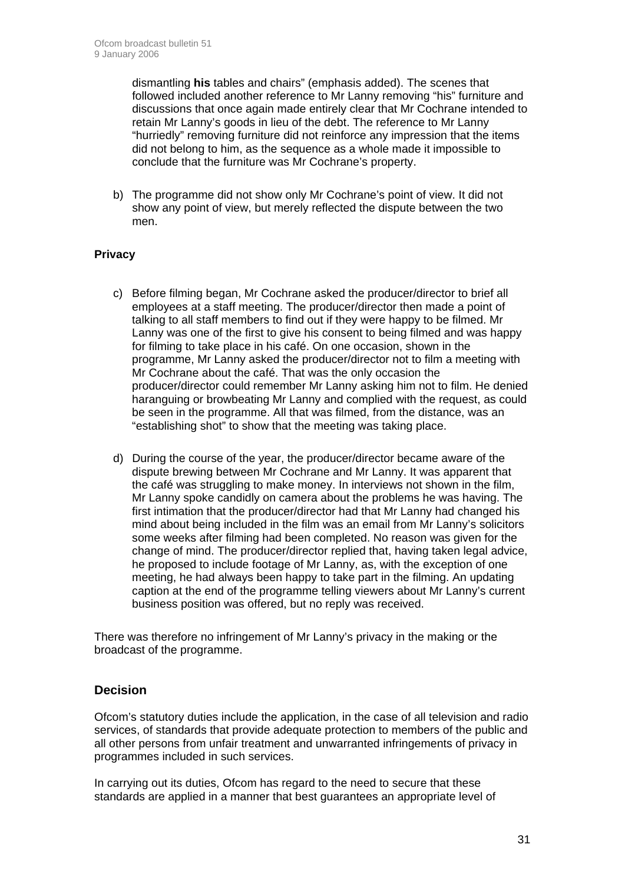dismantling **his** tables and chairs" (emphasis added). The scenes that followed included another reference to Mr Lanny removing "his" furniture and discussions that once again made entirely clear that Mr Cochrane intended to retain Mr Lanny's goods in lieu of the debt. The reference to Mr Lanny "hurriedly" removing furniture did not reinforce any impression that the items did not belong to him, as the sequence as a whole made it impossible to conclude that the furniture was Mr Cochrane's property.

b) The programme did not show only Mr Cochrane's point of view. It did not show any point of view, but merely reflected the dispute between the two men.

**Privacy**

c) Before filming began, Mr Cochrane asked the producer/director to brief all employees at a staff meeting. The producer/director then made a point of talking to all staff members to find out if they were happy to be filmed. Mr Lanny was one of the first to give his consent to being filmed and was happy for filming to take place in his café. On one occasion, shown in the programme, Mr Lanny asked the producer/director not to film a meeting with Mr Cochrane about the café. That was the only occasion the producer/director could remember Mr Lanny asking him not to film. He denied haranguing or browbeating Mr Lanny and complied with the request, as could be seen in the programme. All that was filmed, from the distance, was an "establishing shot" to show that the meeting was taking place.

d) During the course of the year, the producer/director became aware of the dispute brewing between Mr Cochrane and Mr Lanny. It was apparent that the café was struggling to make money. In interviews not shown in the film, Mr Lanny spoke candidly on camera about the problems he was having. The first intimation that the producer/director had that Mr Lanny had changed his mind about being included in the film was an email from Mr Lanny's solicitors some weeks after filming had been completed. No reason was given for the change of mind. The producer/director replied that, having taken legal advice, he proposed to include footage of Mr Lanny, as, with the exception of one meeting, he had always been happy to take part in the filming. An updating caption at the end of the programme telling viewers about Mr Lanny's current business position was offered, but no reply was received.

There was therefore no infringement of Mr Lanny's privacy in the making or the broadcast of the programme.

## Decision

Ofcom's statutory duties include the application, in the case of all television and radio services, of standards that provide adequate protection to members of the public and all other persons from unfair treatment and unwarranted infringements of privacy in programmes included in such services.

In carrying out its duties, Ofcom has regard to the need to secure that these standards are applied in a manner that best guarantees an appropriate level of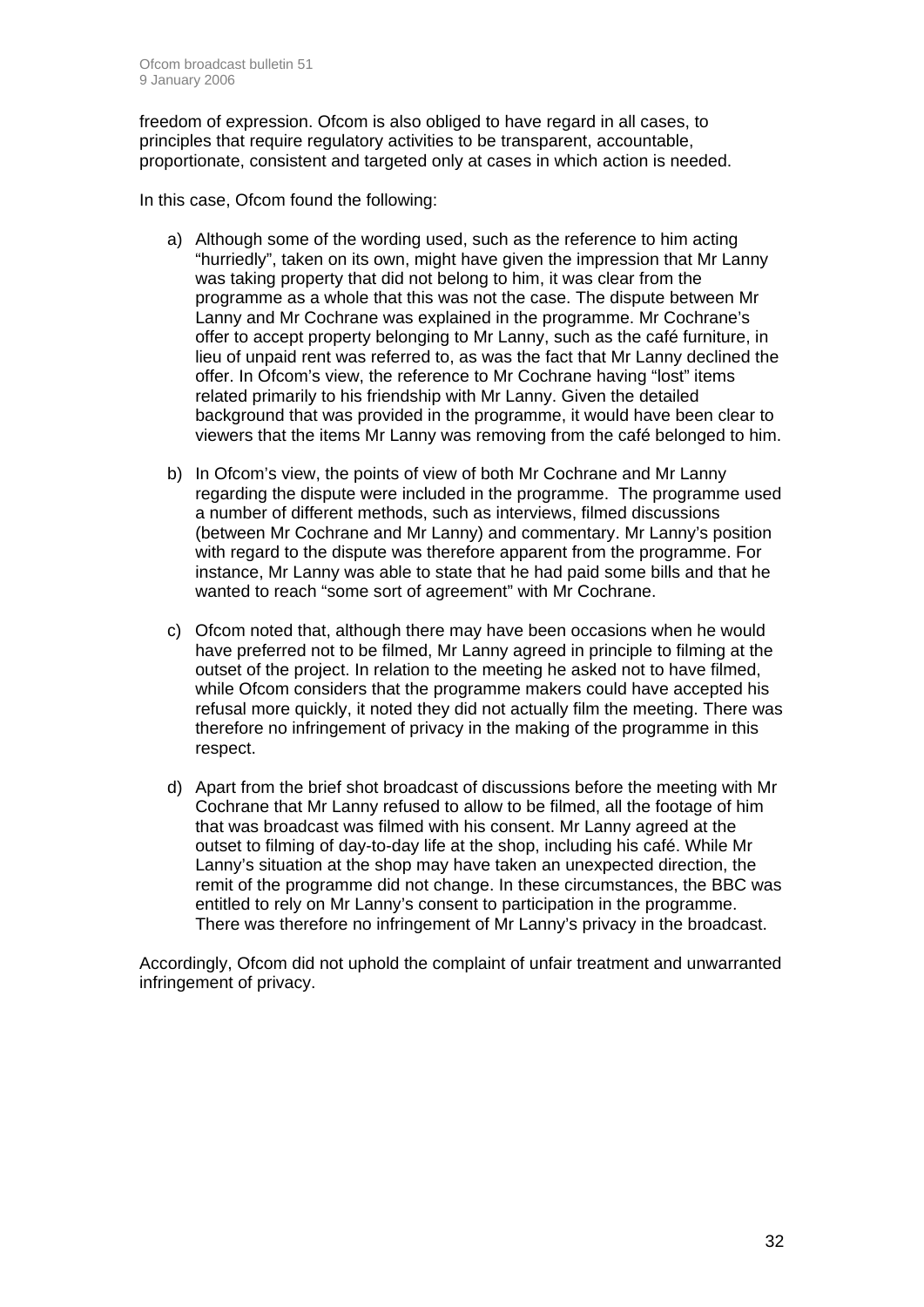freedom of expression. Ofcom is also obliged to have regard in all cases, to principles that require regulatory activities to be transparent, accountable, proportionate, consistent and targeted only at cases in which action is needed.

In this case, Ofcom found the following:

a) Although some of the wording used, such as the reference to him acting "hurriedly", taken on its own, might have given the impression that Mr Lanny was taking property that did not belong to him, it was clear from the programme as a whole that this was not the case. The dispute between Mr Lanny and Mr Cochrane was explained in the programme. Mr Cochrane's offer to accept property belonging to Mr Lanny, such as the café furniture, in lieu of unpaid rent was referred to, as was the fact that Mr Lanny declined the offer. In Ofcom's view, the reference to Mr Cochrane having "lost" items related primarily to his friendship with Mr Lanny. Given the detailed background that was provided in the programme, it would have been clear to viewers that the items Mr Lanny was removing from the café belonged to him.

b) In Ofcom's view, the points of view of both Mr Cochrane and Mr Lanny regarding the dispute were included in the programme. The programme used a number of different methods, such as interviews, filmed discussions (between Mr Cochrane and Mr Lanny) and commentary. Mr Lanny's position with regard to the dispute was therefore apparent from the programme. For instance, Mr Lanny was able to state that he had paid some bills and that he wanted to reach "some sort of agreement" with Mr Cochrane.

c) Ofcom noted that, although there may have been occasions when he would have preferred not to be filmed, Mr Lanny agreed in principle to filming at the outset of the project. In relation to the meeting he asked not to have filmed, while Ofcom considers that the programme makers could have accepted his refusal more quickly, it noted they did not actually film the meeting. There was therefore no infringement of privacy in the making of the programme in this respect.

d) Apart from the brief shot broadcast of discussions before the meeting with Mr Cochrane that Mr Lanny refused to allow to be filmed, all the footage of him that was broadcast was filmed with his consent. Mr Lanny agreed at the outset to filming of day-to-day life at the shop, including his café. While Mr Lanny's situation at the shop may have taken an unexpected direction, the remit of the programme did not change. In these circumstances, the BBC was entitled to rely on Mr Lanny's consent to participation in the programme. There was therefore no infringement of Mr Lanny's privacy in the broadcast.

Accordingly, Ofcom did not uphold the complaint of unfair treatment and unwarranted infringement of privacy.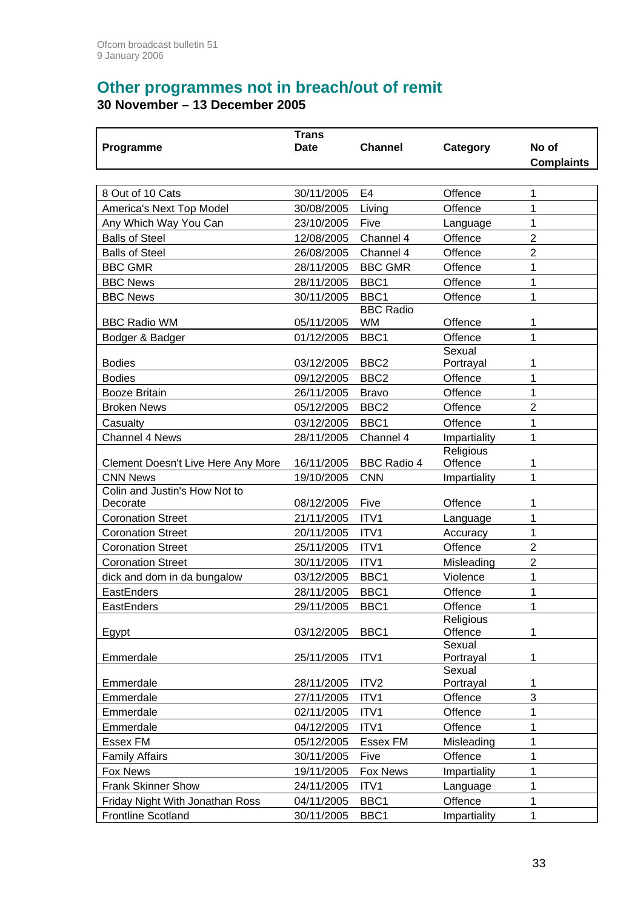## Other programmes not in breach/out of remit

**30 November – 13 December 2005**

| Programme | Trans Date | Channel | Category | No of Complaints |
|---|---|---|---|---|
| 8 Out of 10 Cats | 30/11/2005 | E4 | Offence | 1 |
| America's Next Top Model | 30/08/2005 | Living | Offence | 1 |
| Any Which Way You Can | 23/10/2005 | Five | Language | 1 |
| Balls of Steel | 12/08/2005 | Channel 4 | Offence | 2 |
| Balls of Steel | 26/08/2005 | Channel 4 | Offence | 2 |
| BBC GMR | 28/11/2005 | BBC GMR | Offence | 1 |
| BBC News | 28/11/2005 | BBC1 | Offence | 1 |
| BBC News | 30/11/2005 | BBC1 | Offence | 1 |
| BBC Radio WM | 05/11/2005 | BBC Radio WM | Offence | 1 |
| Bodger & Badger | 01/12/2005 | BBC1 | Offence | 1 |
| Bodies | 03/12/2005 | BBC2 | Sexual Portrayal | 1 |
| Bodies | 09/12/2005 | BBC2 | Offence | 1 |
| Booze Britain | 26/11/2005 | Bravo | Offence | 1 |
| Broken News | 05/12/2005 | BBC2 | Offence | 2 |
| Casualty | 03/12/2005 | BBC1 | Offence | 1 |
| Channel 4 News | 28/11/2005 | Channel 4 | Impartiality | 1 |
| Clement Doesn't Live Here Any More | 16/11/2005 | BBC Radio 4 | Religious Offence | 1 |
| CNN News | 19/10/2005 | CNN | Impartiality | 1 |
| Colin and Justin's How Not to Decorate | 08/12/2005 | Five | Offence | 1 |
| Coronation Street | 21/11/2005 | ITV1 | Language | 1 |
| Coronation Street | 20/11/2005 | ITV1 | Accuracy | 1 |
| Coronation Street | 25/11/2005 | ITV1 | Offence | 2 |
| Coronation Street | 30/11/2005 | ITV1 | Misleading | 2 |
| dick and dom in da bungalow | 03/12/2005 | BBC1 | Violence | 1 |
| EastEnders | 28/11/2005 | BBC1 | Offence | 1 |
| EastEnders | 29/11/2005 | BBC1 | Offence | 1 |
| Egypt | 03/12/2005 | BBC1 | Religious Offence | 1 |
| Emmerdale | 25/11/2005 | ITV1 | Sexual Portrayal | 1 |
| Emmerdale | 28/11/2005 | ITV2 | Sexual Portrayal | 1 |
| Emmerdale | 27/11/2005 | ITV1 | Offence | 3 |
| Emmerdale | 02/11/2005 | ITV1 | Offence | 1 |
| Emmerdale | 04/12/2005 | ITV1 | Offence | 1 |
| Essex FM | 05/12/2005 | Essex FM | Misleading | 1 |
| Family Affairs | 30/11/2005 | Five | Offence | 1 |
| Fox News | 19/11/2005 | Fox News | Impartiality | 1 |
| Frank Skinner Show | 24/11/2005 | ITV1 | Language | 1 |
| Friday Night With Jonathan Ross | 04/11/2005 | BBC1 | Offence | 1 |
| Frontline Scotland | 30/11/2005 | BBC1 | Impartiality | 1 |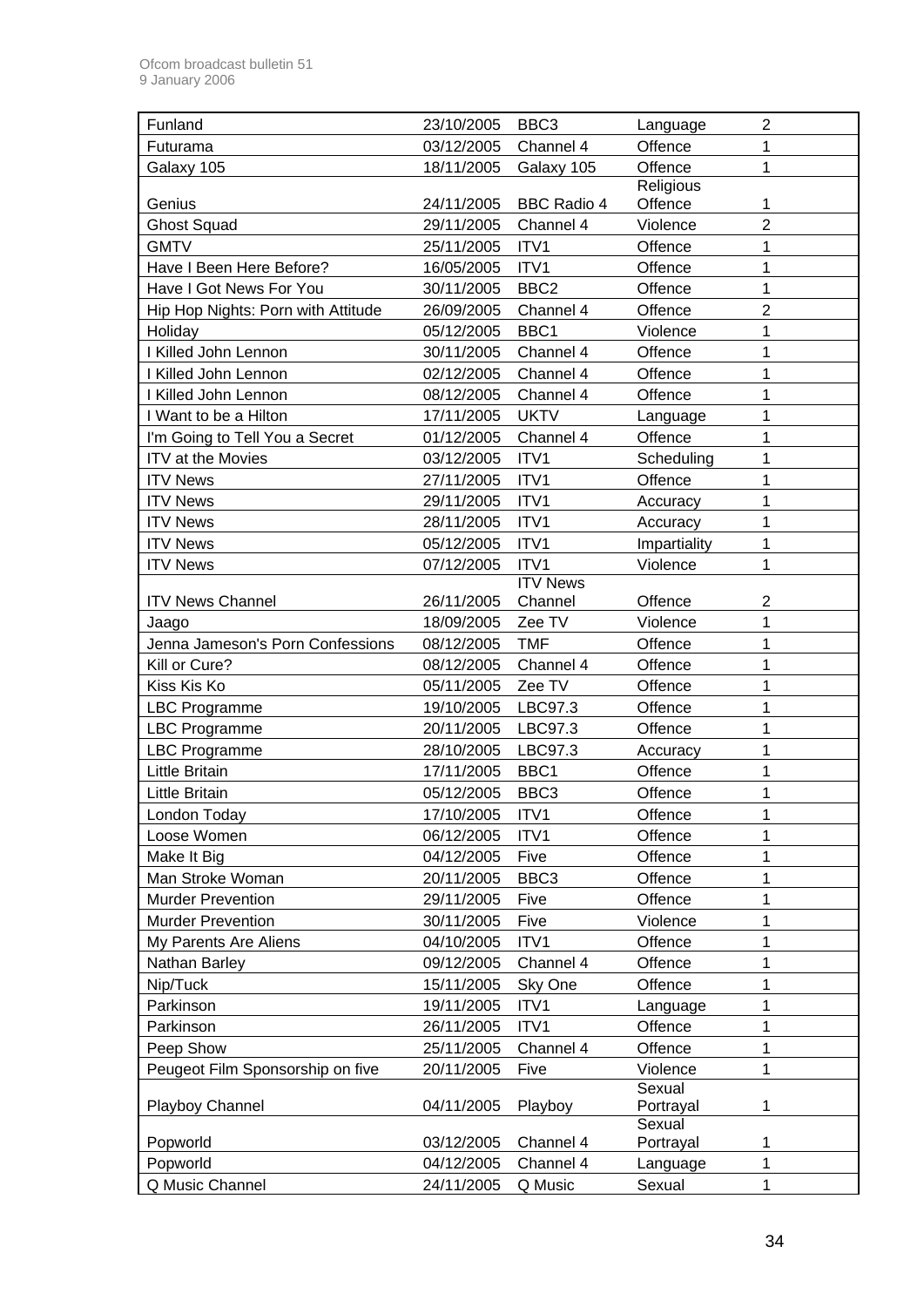| Funland | 23/10/2005 | BBC3 | Language | 2 |
|---|---|---|---|---|
| Futurama | 03/12/2005 | Channel 4 | Offence | 1 |
| Galaxy 105 | 18/11/2005 | Galaxy 105 | Offence | 1 |
| Genius | 24/11/2005 | BBC Radio 4 | Religious Offence | 1 |
| Ghost Squad | 29/11/2005 | Channel 4 | Violence | 2 |
| GMTV | 25/11/2005 | ITV1 | Offence | 1 |
| Have I Been Here Before? | 16/05/2005 | ITV1 | Offence | 1 |
| Have I Got News For You | 30/11/2005 | BBC2 | Offence | 1 |
| Hip Hop Nights: Porn with Attitude | 26/09/2005 | Channel 4 | Offence | 2 |
| Holiday | 05/12/2005 | BBC1 | Violence | 1 |
| I Killed John Lennon | 30/11/2005 | Channel 4 | Offence | 1 |
| I Killed John Lennon | 02/12/2005 | Channel 4 | Offence | 1 |
| I Killed John Lennon | 08/12/2005 | Channel 4 | Offence | 1 |
| I Want to be a Hilton | 17/11/2005 | UKTV | Language | 1 |
| I'm Going to Tell You a Secret | 01/12/2005 | Channel 4 | Offence | 1 |
| ITV at the Movies | 03/12/2005 | ITV1 | Scheduling | 1 |
| ITV News | 27/11/2005 | ITV1 | Offence | 1 |
| ITV News | 29/11/2005 | ITV1 | Accuracy | 1 |
| ITV News | 28/11/2005 | ITV1 | Accuracy | 1 |
| ITV News | 05/12/2005 | ITV1 | Impartiality | 1 |
| ITV News | 07/12/2005 | ITV1 | Violence | 1 |
| ITV News Channel | 26/11/2005 | ITV News Channel | Offence | 2 |
| Jaago | 18/09/2005 | Zee TV | Violence | 1 |
| Jenna Jameson's Porn Confessions | 08/12/2005 | TMF | Offence | 1 |
| Kill or Cure? | 08/12/2005 | Channel 4 | Offence | 1 |
| Kiss Kis Ko | 05/11/2005 | Zee TV | Offence | 1 |
| LBC Programme | 19/10/2005 | LBC97.3 | Offence | 1 |
| LBC Programme | 20/11/2005 | LBC97.3 | Offence | 1 |
| LBC Programme | 28/10/2005 | LBC97.3 | Accuracy | 1 |
| Little Britain | 17/11/2005 | BBC1 | Offence | 1 |
| Little Britain | 05/12/2005 | BBC3 | Offence | 1 |
| London Today | 17/10/2005 | ITV1 | Offence | 1 |
| Loose Women | 06/12/2005 | ITV1 | Offence | 1 |
| Make It Big | 04/12/2005 | Five | Offence | 1 |
| Man Stroke Woman | 20/11/2005 | BBC3 | Offence | 1 |
| Murder Prevention | 29/11/2005 | Five | Offence | 1 |
| Murder Prevention | 30/11/2005 | Five | Violence | 1 |
| My Parents Are Aliens | 04/10/2005 | ITV1 | Offence | 1 |
| Nathan Barley | 09/12/2005 | Channel 4 | Offence | 1 |
| Nip/Tuck | 15/11/2005 | Sky One | Offence | 1 |
| Parkinson | 19/11/2005 | ITV1 | Language | 1 |
| Parkinson | 26/11/2005 | ITV1 | Offence | 1 |
| Peep Show | 25/11/2005 | Channel 4 | Offence | 1 |
| Peugeot Film Sponsorship on five | 20/11/2005 | Five | Violence | 1 |
| Playboy Channel | 04/11/2005 | Playboy | Sexual Portrayal | 1 |
| Popworld | 03/12/2005 | Channel 4 | Sexual Portrayal | 1 |
| Popworld | 04/12/2005 | Channel 4 | Language | 1 |
| Q Music Channel | 24/11/2005 | Q Music | Sexual | 1 |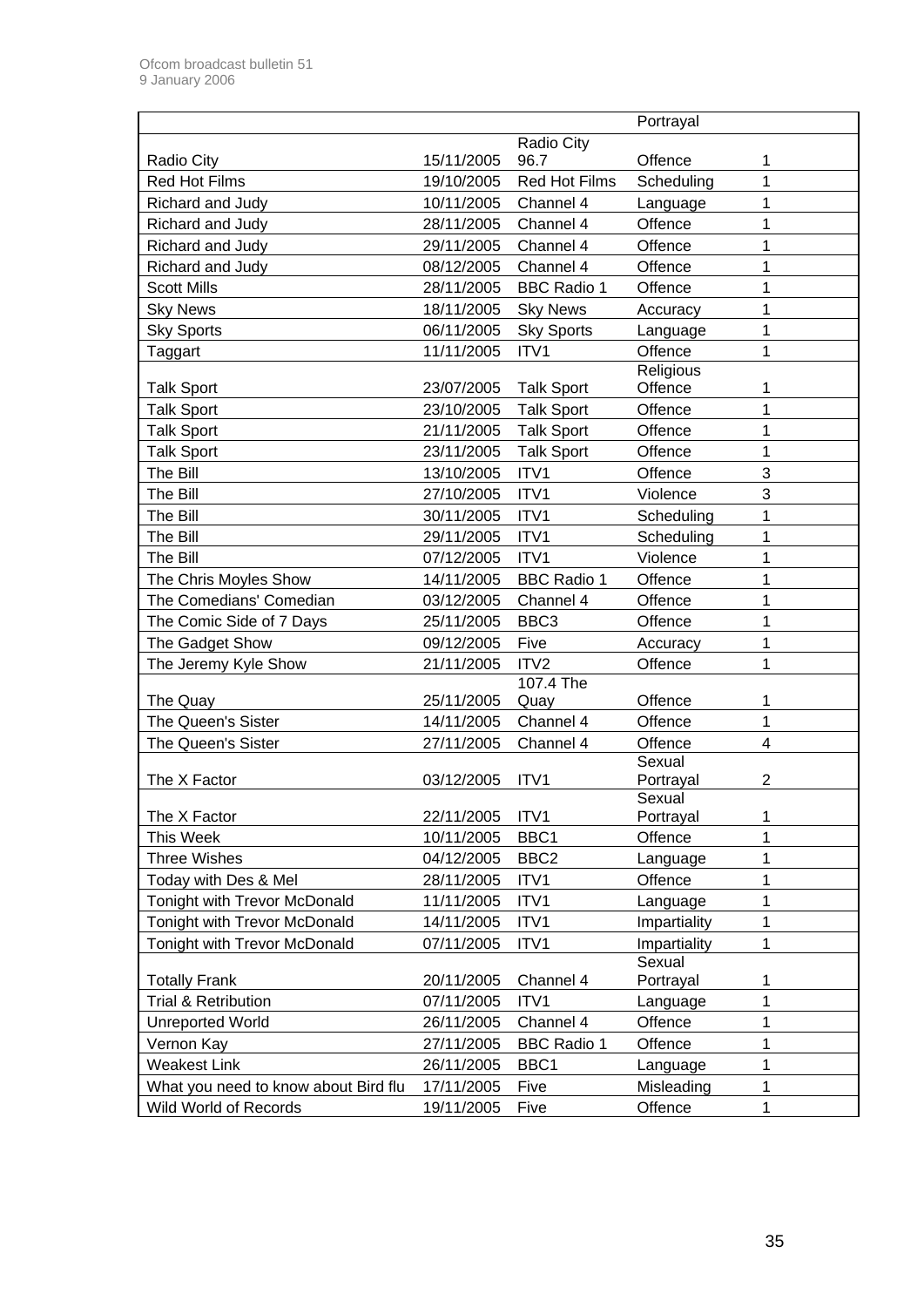| | | | | |
|---|---|---|---|---|
| | | | Portrayal | |
| Radio City | 15/11/2005 | Radio City 96.7 | Offence | 1 |
| Red Hot Films | 19/10/2005 | Red Hot Films | Scheduling | 1 |
| Richard and Judy | 10/11/2005 | Channel 4 | Language | 1 |
| Richard and Judy | 28/11/2005 | Channel 4 | Offence | 1 |
| Richard and Judy | 29/11/2005 | Channel 4 | Offence | 1 |
| Richard and Judy | 08/12/2005 | Channel 4 | Offence | 1 |
| Scott Mills | 28/11/2005 | BBC Radio 1 | Offence | 1 |
| Sky News | 18/11/2005 | Sky News | Accuracy | 1 |
| Sky Sports | 06/11/2005 | Sky Sports | Language | 1 |
| Taggart | 11/11/2005 | ITV1 | Offence | 1 |
| Talk Sport | 23/07/2005 | Talk Sport | Religious Offence | 1 |
| Talk Sport | 23/10/2005 | Talk Sport | Offence | 1 |
| Talk Sport | 21/11/2005 | Talk Sport | Offence | 1 |
| Talk Sport | 23/11/2005 | Talk Sport | Offence | 1 |
| The Bill | 13/10/2005 | ITV1 | Offence | 3 |
| The Bill | 27/10/2005 | ITV1 | Violence | 3 |
| The Bill | 30/11/2005 | ITV1 | Scheduling | 1 |
| The Bill | 29/11/2005 | ITV1 | Scheduling | 1 |
| The Bill | 07/12/2005 | ITV1 | Violence | 1 |
| The Chris Moyles Show | 14/11/2005 | BBC Radio 1 | Offence | 1 |
| The Comedians' Comedian | 03/12/2005 | Channel 4 | Offence | 1 |
| The Comic Side of 7 Days | 25/11/2005 | BBC3 | Offence | 1 |
| The Gadget Show | 09/12/2005 | Five | Accuracy | 1 |
| The Jeremy Kyle Show | 21/11/2005 | ITV2 | Offence | 1 |
| The Quay | 25/11/2005 | 107.4 The Quay | Offence | 1 |
| The Queen's Sister | 14/11/2005 | Channel 4 | Offence | 1 |
| The Queen's Sister | 27/11/2005 | Channel 4 | Offence | 4 |
| The X Factor | 03/12/2005 | ITV1 | Sexual Portrayal | 2 |
| The X Factor | 22/11/2005 | ITV1 | Sexual Portrayal | 1 |
| This Week | 10/11/2005 | BBC1 | Offence | 1 |
| Three Wishes | 04/12/2005 | BBC2 | Language | 1 |
| Today with Des & Mel | 28/11/2005 | ITV1 | Offence | 1 |
| Tonight with Trevor McDonald | 11/11/2005 | ITV1 | Language | 1 |
| Tonight with Trevor McDonald | 14/11/2005 | ITV1 | Impartiality | 1 |
| Tonight with Trevor McDonald | 07/11/2005 | ITV1 | Impartiality | 1 |
| Totally Frank | 20/11/2005 | Channel 4 | Sexual Portrayal | 1 |
| Trial & Retribution | 07/11/2005 | ITV1 | Language | 1 |
| Unreported World | 26/11/2005 | Channel 4 | Offence | 1 |
| Vernon Kay | 27/11/2005 | BBC Radio 1 | Offence | 1 |
| Weakest Link | 26/11/2005 | BBC1 | Language | 1 |
| What you need to know about Bird flu | 17/11/2005 | Five | Misleading | 1 |
| Wild World of Records | 19/11/2005 | Five | Offence | 1 |